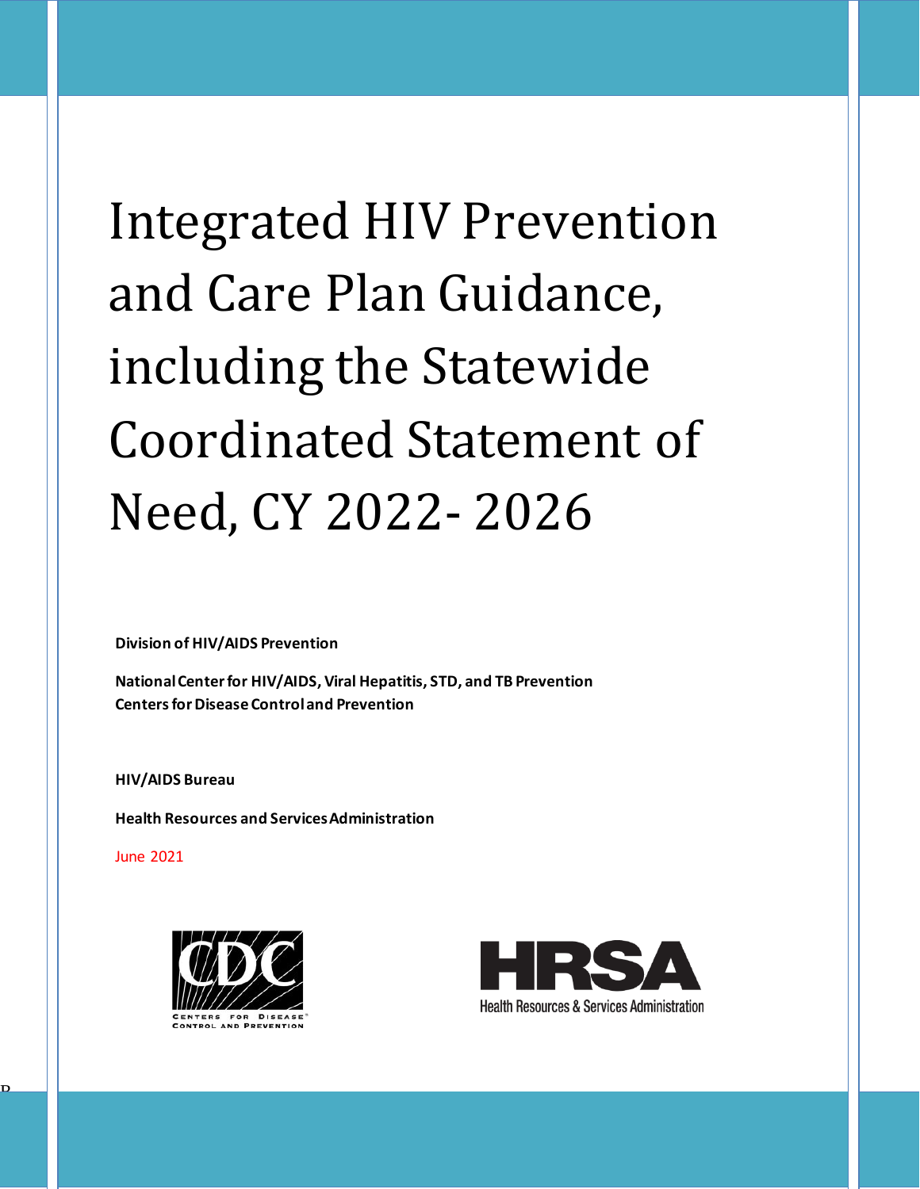# Integrated HIV Prevention and Care Plan Guidance, including the Statewide Coordinated Statement of Need, CY 2022- 2026

**Division of HIV/AIDS Prevention**

**National Center for HIV/AIDS, Viral Hepatitis, STD, and TB Prevention**
**Centers for Disease Control and Prevention**

**HIV/AIDS Bureau**

**Health Resources and Services Administration**

June 2021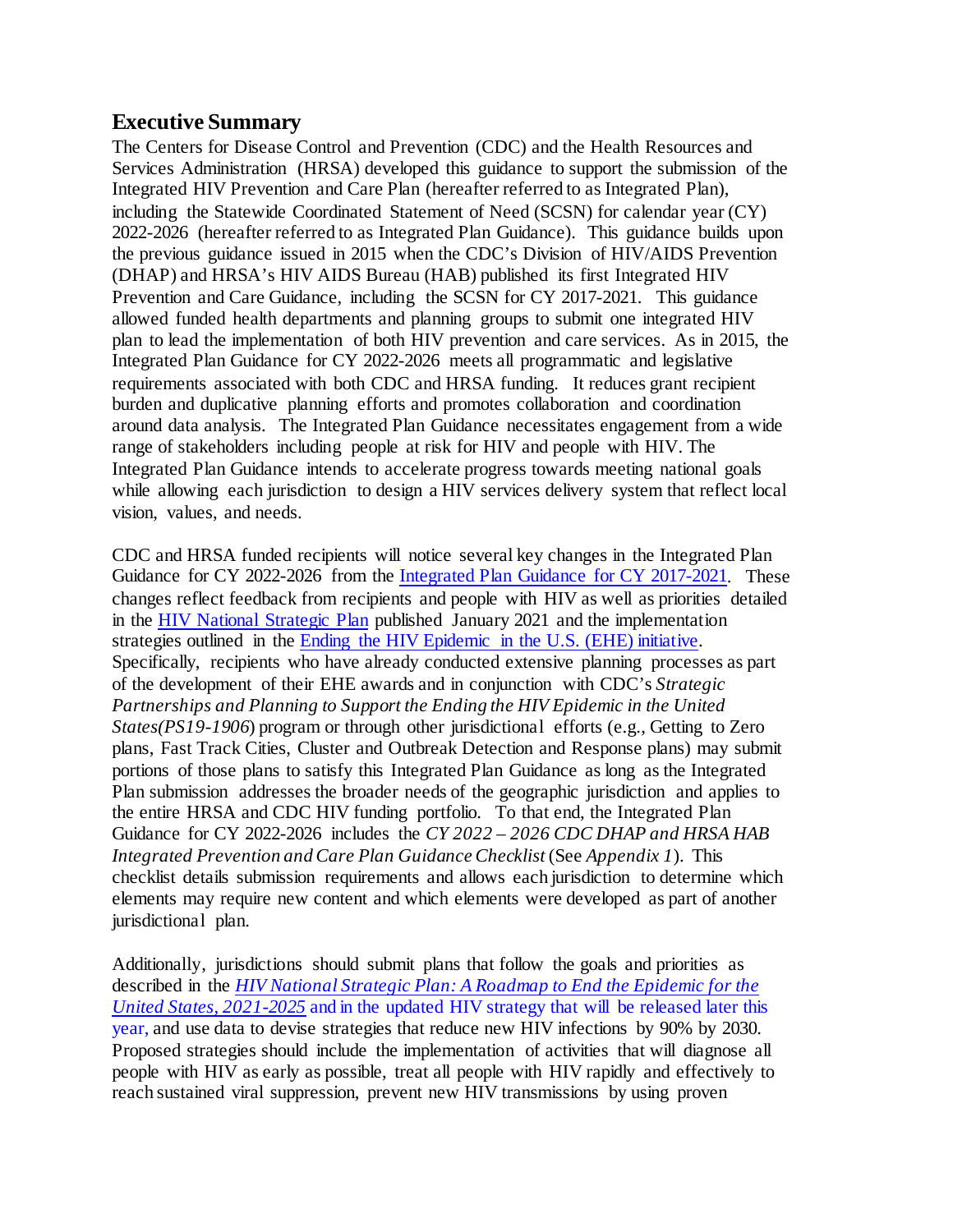## Executive Summary

The Centers for Disease Control and Prevention (CDC) and the Health Resources and Services Administration (HRSA) developed this guidance to support the submission of the Integrated HIV Prevention and Care Plan (hereafter referred to as Integrated Plan), including the Statewide Coordinated Statement of Need (SCSN) for calendar year (CY) 2022-2026 (hereafter referred to as Integrated Plan Guidance). This guidance builds upon the previous guidance issued in 2015 when the CDC's Division of HIV/AIDS Prevention (DHAP) and HRSA's HIV AIDS Bureau (HAB) published its first Integrated HIV Prevention and Care Guidance, including the SCSN for CY 2017-2021. This guidance allowed funded health departments and planning groups to submit one integrated HIV plan to lead the implementation of both HIV prevention and care services. As in 2015, the Integrated Plan Guidance for CY 2022-2026 meets all programmatic and legislative requirements associated with both CDC and HRSA funding. It reduces grant recipient burden and duplicative planning efforts and promotes collaboration and coordination around data analysis. The Integrated Plan Guidance necessitates engagement from a wide range of stakeholders including people at risk for HIV and people with HIV. The Integrated Plan Guidance intends to accelerate progress towards meeting national goals while allowing each jurisdiction to design a HIV services delivery system that reflect local vision, values, and needs.

CDC and HRSA funded recipients will notice several key changes in the Integrated Plan Guidance for CY 2022-2026 from the Integrated Plan Guidance for CY 2017-2021. These changes reflect feedback from recipients and people with HIV as well as priorities detailed in the HIV National Strategic Plan published January 2021 and the implementation strategies outlined in the Ending the HIV Epidemic in the U.S. (EHE) initiative. Specifically, recipients who have already conducted extensive planning processes as part of the development of their EHE awards and in conjunction with CDC's *Strategic Partnerships and Planning to Support the Ending the HIV Epidemic in the United States(PS19-1906*) program or through other jurisdictional efforts (e.g., Getting to Zero plans, Fast Track Cities, Cluster and Outbreak Detection and Response plans) may submit portions of those plans to satisfy this Integrated Plan Guidance as long as the Integrated Plan submission addresses the broader needs of the geographic jurisdiction and applies to the entire HRSA and CDC HIV funding portfolio. To that end, the Integrated Plan Guidance for CY 2022-2026 includes the *CY 2022 – 2026 CDC DHAP and HRSA HAB Integrated Prevention and Care Plan Guidance Checklist* (See *Appendix 1*). This checklist details submission requirements and allows each jurisdiction to determine which elements may require new content and which elements were developed as part of another jurisdictional plan.

Additionally, jurisdictions should submit plans that follow the goals and priorities as described in the *HIV National Strategic Plan: A Roadmap to End the Epidemic for the United States, 2021-2025* and in the updated HIV strategy that will be released later this year, and use data to devise strategies that reduce new HIV infections by 90% by 2030. Proposed strategies should include the implementation of activities that will diagnose all people with HIV as early as possible, treat all people with HIV rapidly and effectively to reach sustained viral suppression, prevent new HIV transmissions by using proven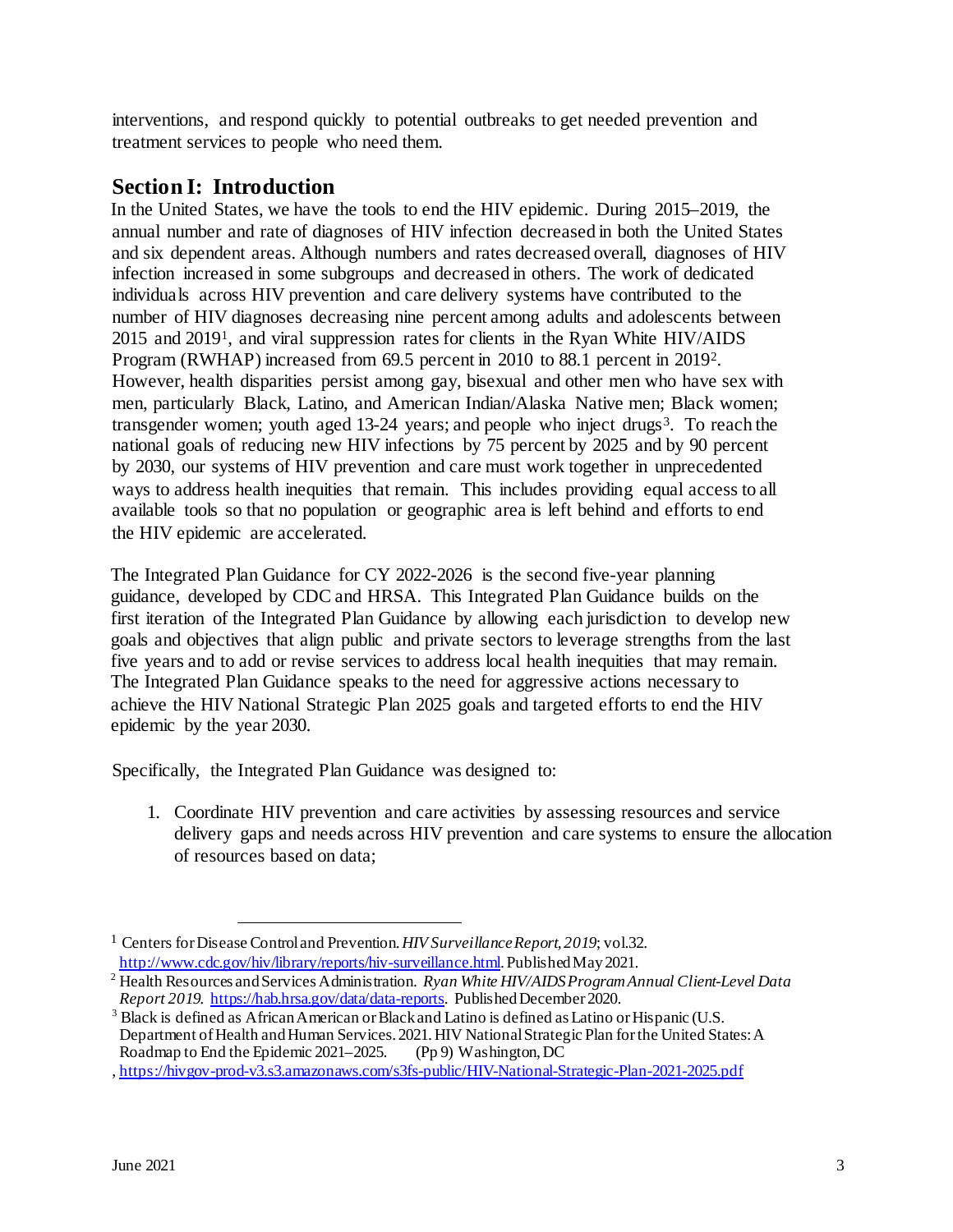interventions, and respond quickly to potential outbreaks to get needed prevention and treatment services to people who need them.

## Section I: Introduction

In the United States, we have the tools to end the HIV epidemic. During 2015–2019, the annual number and rate of diagnoses of HIV infection decreased in both the United States and six dependent areas. Although numbers and rates decreased overall, diagnoses of HIV infection increased in some subgroups and decreased in others. The work of dedicated individuals across HIV prevention and care delivery systems have contributed to the number of HIV diagnoses decreasing nine percent among adults and adolescents between 2015 and 2019[1], and viral suppression rates for clients in the Ryan White HIV/AIDS Program (RWHAP) increased from 69.5 percent in 2010 to 88.1 percent in 2019[2]. However, health disparities persist among gay, bisexual and other men who have sex with men, particularly Black, Latino, and American Indian/Alaska Native men; Black women; transgender women; youth aged 13-24 years; and people who inject drugs[3]. To reach the national goals of reducing new HIV infections by 75 percent by 2025 and by 90 percent by 2030, our systems of HIV prevention and care must work together in unprecedented ways to address health inequities that remain. This includes providing equal access to all available tools so that no population or geographic area is left behind and efforts to end the HIV epidemic are accelerated.

The Integrated Plan Guidance for CY 2022-2026 is the second five-year planning guidance, developed by CDC and HRSA. This Integrated Plan Guidance builds on the first iteration of the Integrated Plan Guidance by allowing each jurisdiction to develop new goals and objectives that align public and private sectors to leverage strengths from the last five years and to add or revise services to address local health inequities that may remain. The Integrated Plan Guidance speaks to the need for aggressive actions necessary to achieve the HIV National Strategic Plan 2025 goals and targeted efforts to end the HIV epidemic by the year 2030.

Specifically, the Integrated Plan Guidance was designed to:

1. Coordinate HIV prevention and care activities by assessing resources and service delivery gaps and needs across HIV prevention and care systems to ensure the allocation of resources based on data;

---

[1] Centers for Disease Control and Prevention. *HIV Surveillance Report, 2019*; vol.32. http://www.cdc.gov/hiv/library/reports/hiv-surveillance.html. Published May 2021.

[2] Health Resources and Services Administration. *Ryan White HIV/AIDS Program Annual Client-Level Data Report 2019*. https://hab.hrsa.gov/data/data-reports. Published December 2020.

[3] Black is defined as African American or Black and Latino is defined as Latino or Hispanic (U.S. Department of Health and Human Services. 2021. HIV National Strategic Plan for the United States: A Roadmap to End the Epidemic 2021–2025. (Pp 9) Washington, DC , https://hivgov-prod-v3.s3.amazonaws.com/s3fs-public/HIV-National-Strategic-Plan-2021-2025.pdf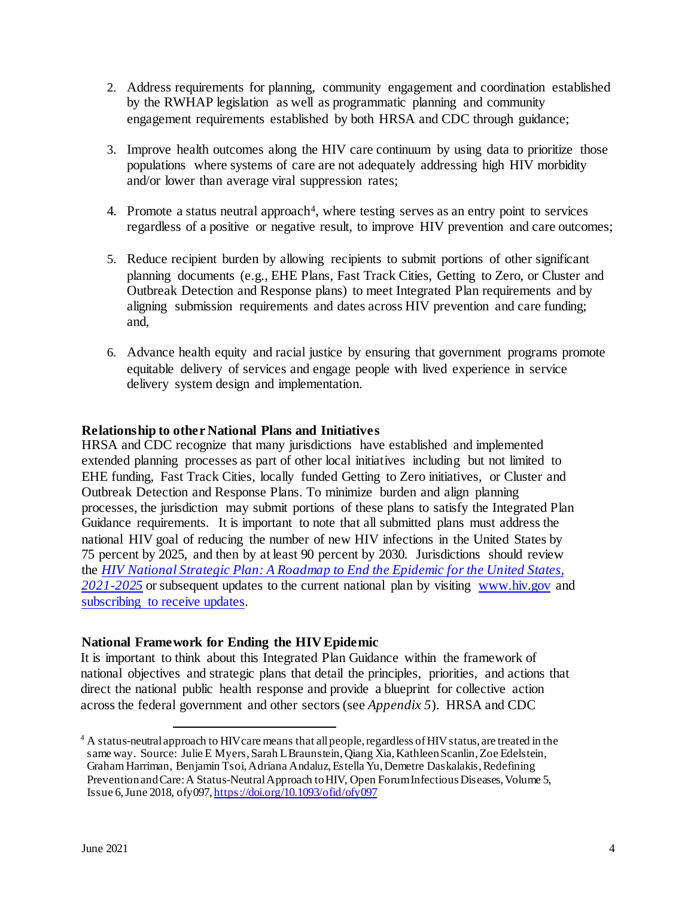2. Address requirements for planning, community engagement and coordination established by the RWHAP legislation as well as programmatic planning and community engagement requirements established by both HRSA and CDC through guidance;

3. Improve health outcomes along the HIV care continuum by using data to prioritize those populations where systems of care are not adequately addressing high HIV morbidity and/or lower than average viral suppression rates;

4. Promote a status neutral approach[4], where testing serves as an entry point to services regardless of a positive or negative result, to improve HIV prevention and care outcomes;

5. Reduce recipient burden by allowing recipients to submit portions of other significant planning documents (e.g., EHE Plans, Fast Track Cities, Getting to Zero, or Cluster and Outbreak Detection and Response plans) to meet Integrated Plan requirements and by aligning submission requirements and dates across HIV prevention and care funding; and,

6. Advance health equity and racial justice by ensuring that government programs promote equitable delivery of services and engage people with lived experience in service delivery system design and implementation.

**Relationship to other National Plans and Initiatives**

HRSA and CDC recognize that many jurisdictions have established and implemented extended planning processes as part of other local initiatives including but not limited to EHE funding, Fast Track Cities, locally funded Getting to Zero initiatives, or Cluster and Outbreak Detection and Response Plans. To minimize burden and align planning processes, the jurisdiction may submit portions of these plans to satisfy the Integrated Plan Guidance requirements. It is important to note that all submitted plans must address the national HIV goal of reducing the number of new HIV infections in the United States by 75 percent by 2025, and then by at least 90 percent by 2030. Jurisdictions should review the *HIV National Strategic Plan: A Roadmap to End the Epidemic for the United States, 2021-2025* or subsequent updates to the current national plan by visiting www.hiv.gov and subscribing to receive updates.

**National Framework for Ending the HIV Epidemic**

It is important to think about this Integrated Plan Guidance within the framework of national objectives and strategic plans that detail the principles, priorities, and actions that direct the national public health response and provide a blueprint for collective action across the federal government and other sectors (see *Appendix 5*). HRSA and CDC

[4] A status-neutral approach to HIV care means that all people, regardless of HIV status, are treated in the same way. Source: Julie E Myers, Sarah L Braunstein, Qiang Xia, Kathleen Scanlin, Zoe Edelstein, Graham Harriman, Benjamin Tsoi, Adriana Andaluz, Estella Yu, Demetre Daskalakis, Redefining Prevention and Care: A Status-Neutral Approach to HIV, Open Forum Infectious Diseases, Volume 5, Issue 6, June 2018, ofy097, https://doi.org/10.1093/ofid/ofy097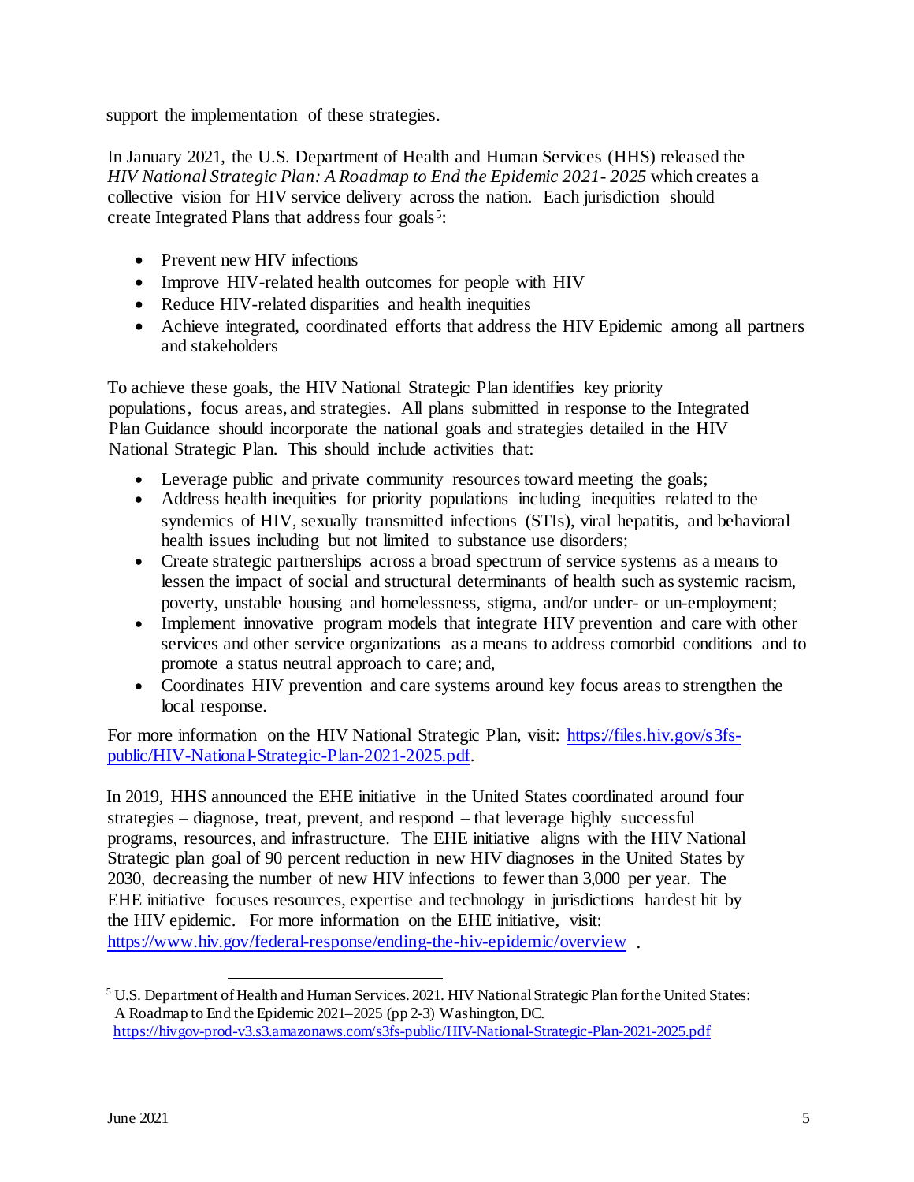support the implementation of these strategies.

In January 2021, the U.S. Department of Health and Human Services (HHS) released the *HIV National Strategic Plan: A Roadmap to End the Epidemic 2021- 2025* which creates a collective vision for HIV service delivery across the nation. Each jurisdiction should create Integrated Plans that address four goals[5]:

- Prevent new HIV infections
- Improve HIV-related health outcomes for people with HIV
- Reduce HIV-related disparities and health inequities
- Achieve integrated, coordinated efforts that address the HIV Epidemic among all partners and stakeholders

To achieve these goals, the HIV National Strategic Plan identifies key priority populations, focus areas, and strategies. All plans submitted in response to the Integrated Plan Guidance should incorporate the national goals and strategies detailed in the HIV National Strategic Plan. This should include activities that:

- Leverage public and private community resources toward meeting the goals;
- Address health inequities for priority populations including inequities related to the syndemics of HIV, sexually transmitted infections (STIs), viral hepatitis, and behavioral health issues including but not limited to substance use disorders;
- Create strategic partnerships across a broad spectrum of service systems as a means to lessen the impact of social and structural determinants of health such as systemic racism, poverty, unstable housing and homelessness, stigma, and/or under- or un-employment;
- Implement innovative program models that integrate HIV prevention and care with other services and other service organizations as a means to address comorbid conditions and to promote a status neutral approach to care; and,
- Coordinates HIV prevention and care systems around key focus areas to strengthen the local response.

For more information on the HIV National Strategic Plan, visit: [https://files.hiv.gov/s3fs-public/HIV-National-Strategic-Plan-2021-2025.pdf](https://files.hiv.gov/s3fs-public/HIV-National-Strategic-Plan-2021-2025.pdf).

In 2019, HHS announced the EHE initiative in the United States coordinated around four strategies – diagnose, treat, prevent, and respond – that leverage highly successful programs, resources, and infrastructure. The EHE initiative aligns with the HIV National Strategic plan goal of 90 percent reduction in new HIV diagnoses in the United States by 2030, decreasing the number of new HIV infections to fewer than 3,000 per year. The EHE initiative focuses resources, expertise and technology in jurisdictions hardest hit by the HIV epidemic. For more information on the EHE initiative, visit: [https://www.hiv.gov/federal-response/ending-the-hiv-epidemic/overview](https://www.hiv.gov/federal-response/ending-the-hiv-epidemic/overview) .

---

[5] U.S. Department of Health and Human Services. 2021. HIV National Strategic Plan for the United States: A Roadmap to End the Epidemic 2021–2025 (pp 2-3) Washington, DC. [https://hivgov-prod-v3.s3.amazonaws.com/s3fs-public/HIV-National-Strategic-Plan-2021-2025.pdf](https://hivgov-prod-v3.s3.amazonaws.com/s3fs-public/HIV-National-Strategic-Plan-2021-2025.pdf)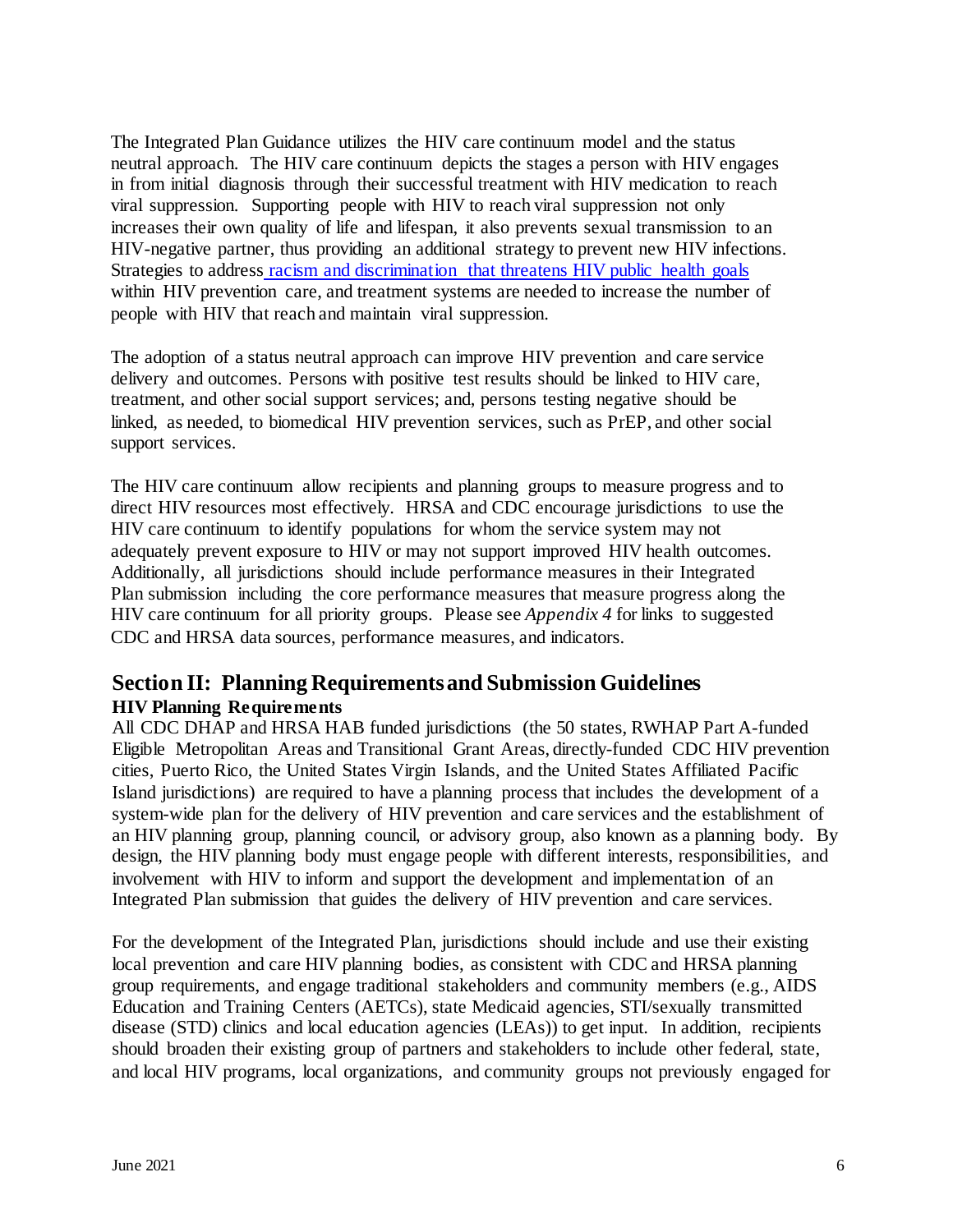The Integrated Plan Guidance utilizes the HIV care continuum model and the status neutral approach. The HIV care continuum depicts the stages a person with HIV engages in from initial diagnosis through their successful treatment with HIV medication to reach viral suppression. Supporting people with HIV to reach viral suppression not only increases their own quality of life and lifespan, it also prevents sexual transmission to an HIV-negative partner, thus providing an additional strategy to prevent new HIV infections. Strategies to address racism and discrimination that threatens HIV public health goals within HIV prevention care, and treatment systems are needed to increase the number of people with HIV that reach and maintain viral suppression.

The adoption of a status neutral approach can improve HIV prevention and care service delivery and outcomes. Persons with positive test results should be linked to HIV care, treatment, and other social support services; and, persons testing negative should be linked, as needed, to biomedical HIV prevention services, such as PrEP, and other social support services.

The HIV care continuum allow recipients and planning groups to measure progress and to direct HIV resources most effectively. HRSA and CDC encourage jurisdictions to use the HIV care continuum to identify populations for whom the service system may not adequately prevent exposure to HIV or may not support improved HIV health outcomes. Additionally, all jurisdictions should include performance measures in their Integrated Plan submission including the core performance measures that measure progress along the HIV care continuum for all priority groups. Please see *Appendix 4* for links to suggested CDC and HRSA data sources, performance measures, and indicators.

## Section II: Planning Requirements and Submission Guidelines

### HIV Planning Requirements

All CDC DHAP and HRSA HAB funded jurisdictions (the 50 states, RWHAP Part A-funded Eligible Metropolitan Areas and Transitional Grant Areas, directly-funded CDC HIV prevention cities, Puerto Rico, the United States Virgin Islands, and the United States Affiliated Pacific Island jurisdictions) are required to have a planning process that includes the development of a system-wide plan for the delivery of HIV prevention and care services and the establishment of an HIV planning group, planning council, or advisory group, also known as a planning body. By design, the HIV planning body must engage people with different interests, responsibilities, and involvement with HIV to inform and support the development and implementation of an Integrated Plan submission that guides the delivery of HIV prevention and care services.

For the development of the Integrated Plan, jurisdictions should include and use their existing local prevention and care HIV planning bodies, as consistent with CDC and HRSA planning group requirements, and engage traditional stakeholders and community members (e.g., AIDS Education and Training Centers (AETCs), state Medicaid agencies, STI/sexually transmitted disease (STD) clinics and local education agencies (LEAs)) to get input. In addition, recipients should broaden their existing group of partners and stakeholders to include other federal, state, and local HIV programs, local organizations, and community groups not previously engaged for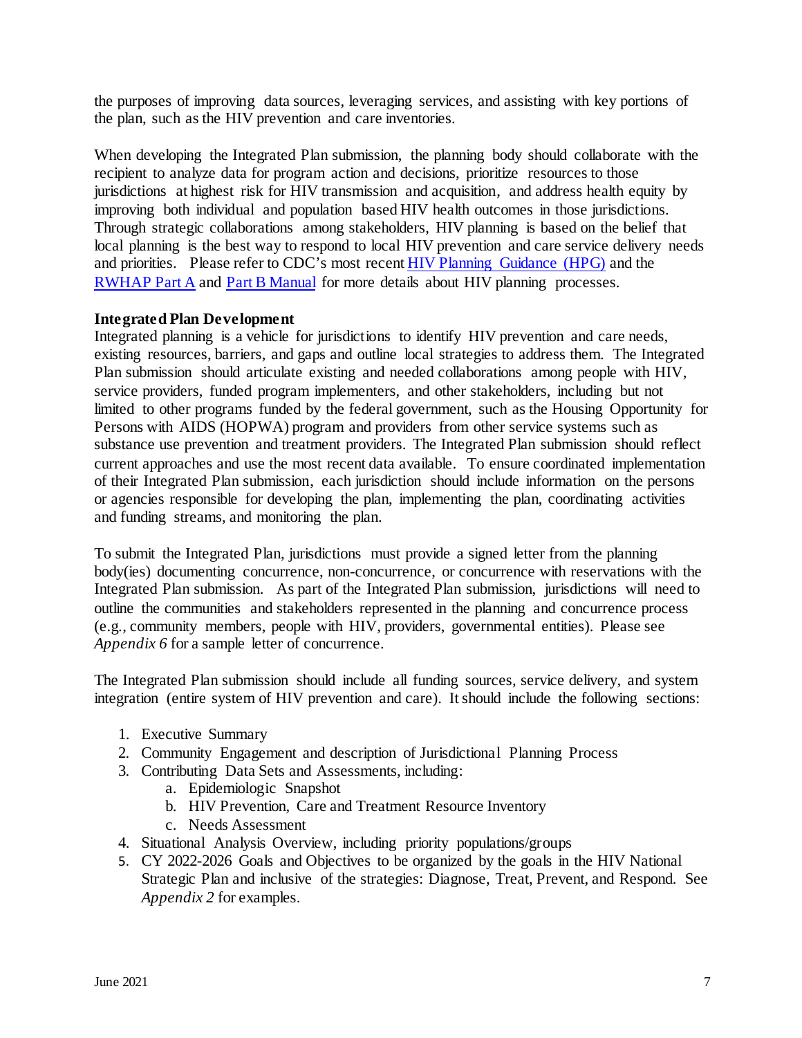the purposes of improving data sources, leveraging services, and assisting with key portions of the plan, such as the HIV prevention and care inventories.

When developing the Integrated Plan submission, the planning body should collaborate with the recipient to analyze data for program action and decisions, prioritize resources to those jurisdictions at highest risk for HIV transmission and acquisition, and address health equity by improving both individual and population based HIV health outcomes in those jurisdictions. Through strategic collaborations among stakeholders, HIV planning is based on the belief that local planning is the best way to respond to local HIV prevention and care service delivery needs and priorities. Please refer to CDC's most recent HIV Planning Guidance (HPG) and the RWHAP Part A and Part B Manual for more details about HIV planning processes.

**Integrated Plan Development**

Integrated planning is a vehicle for jurisdictions to identify HIV prevention and care needs, existing resources, barriers, and gaps and outline local strategies to address them. The Integrated Plan submission should articulate existing and needed collaborations among people with HIV, service providers, funded program implementers, and other stakeholders, including but not limited to other programs funded by the federal government, such as the Housing Opportunity for Persons with AIDS (HOPWA) program and providers from other service systems such as substance use prevention and treatment providers. The Integrated Plan submission should reflect current approaches and use the most recent data available. To ensure coordinated implementation of their Integrated Plan submission, each jurisdiction should include information on the persons or agencies responsible for developing the plan, implementing the plan, coordinating activities and funding streams, and monitoring the plan.

To submit the Integrated Plan, jurisdictions must provide a signed letter from the planning body(ies) documenting concurrence, non-concurrence, or concurrence with reservations with the Integrated Plan submission. As part of the Integrated Plan submission, jurisdictions will need to outline the communities and stakeholders represented in the planning and concurrence process (e.g., community members, people with HIV, providers, governmental entities). Please see *Appendix 6* for a sample letter of concurrence.

The Integrated Plan submission should include all funding sources, service delivery, and system integration (entire system of HIV prevention and care). It should include the following sections:

1. Executive Summary
2. Community Engagement and description of Jurisdictional Planning Process
3. Contributing Data Sets and Assessments, including:
    a. Epidemiologic Snapshot
    b. HIV Prevention, Care and Treatment Resource Inventory
    c. Needs Assessment
4. Situational Analysis Overview, including priority populations/groups
5. CY 2022-2026 Goals and Objectives to be organized by the goals in the HIV National Strategic Plan and inclusive of the strategies: Diagnose, Treat, Prevent, and Respond. See *Appendix 2* for examples.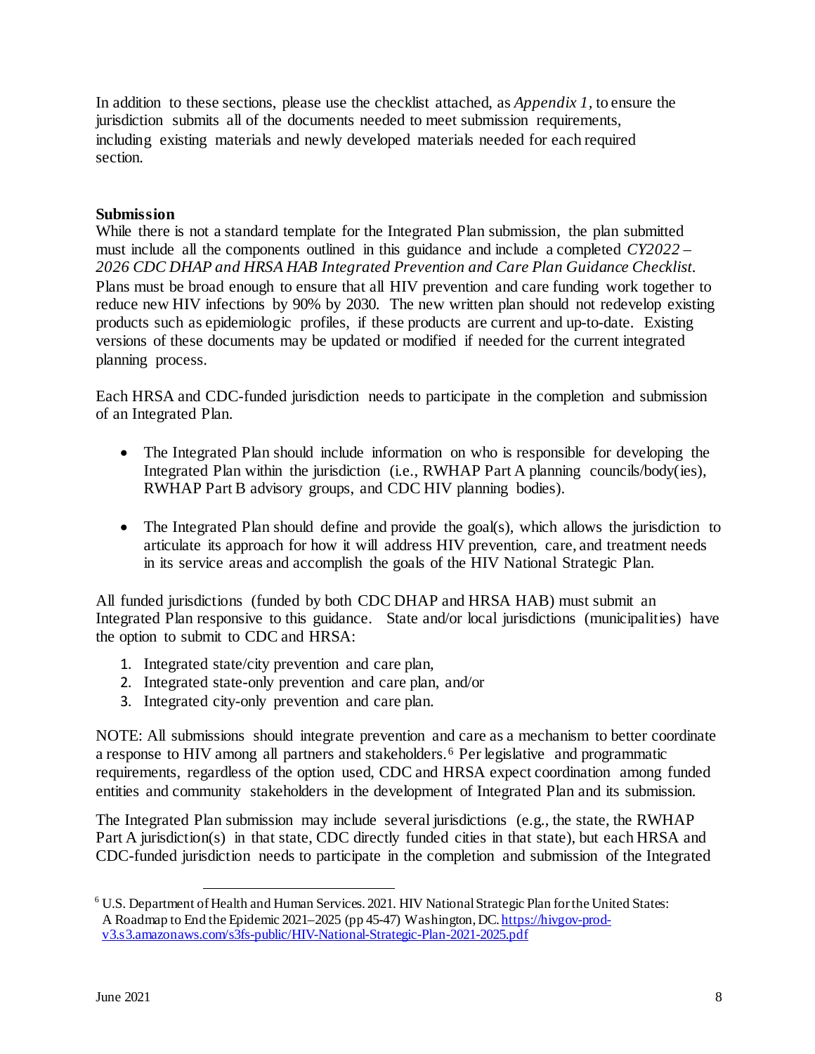In addition to these sections, please use the checklist attached, as *Appendix 1*, to ensure the jurisdiction submits all of the documents needed to meet submission requirements, including existing materials and newly developed materials needed for each required section.

**Submission**

While there is not a standard template for the Integrated Plan submission, the plan submitted must include all the components outlined in this guidance and include a completed *CY2022 – 2026 CDC DHAP and HRSA HAB Integrated Prevention and Care Plan Guidance Checklist*. Plans must be broad enough to ensure that all HIV prevention and care funding work together to reduce new HIV infections by 90% by 2030. The new written plan should not redevelop existing products such as epidemiologic profiles, if these products are current and up-to-date. Existing versions of these documents may be updated or modified if needed for the current integrated planning process.

Each HRSA and CDC-funded jurisdiction needs to participate in the completion and submission of an Integrated Plan.

- The Integrated Plan should include information on who is responsible for developing the Integrated Plan within the jurisdiction (i.e., RWHAP Part A planning councils/body(ies), RWHAP Part B advisory groups, and CDC HIV planning bodies).
- The Integrated Plan should define and provide the goal(s), which allows the jurisdiction to articulate its approach for how it will address HIV prevention, care, and treatment needs in its service areas and accomplish the goals of the HIV National Strategic Plan.

All funded jurisdictions (funded by both CDC DHAP and HRSA HAB) must submit an Integrated Plan responsive to this guidance. State and/or local jurisdictions (municipalities) have the option to submit to CDC and HRSA:

1. Integrated state/city prevention and care plan,
2. Integrated state-only prevention and care plan, and/or
3. Integrated city-only prevention and care plan.

NOTE: All submissions should integrate prevention and care as a mechanism to better coordinate a response to HIV among all partners and stakeholders.[6] Per legislative and programmatic requirements, regardless of the option used, CDC and HRSA expect coordination among funded entities and community stakeholders in the development of Integrated Plan and its submission.

The Integrated Plan submission may include several jurisdictions (e.g., the state, the RWHAP Part A jurisdiction(s) in that state, CDC directly funded cities in that state), but each HRSA and CDC-funded jurisdiction needs to participate in the completion and submission of the Integrated

[6] U.S. Department of Health and Human Services. 2021. HIV National Strategic Plan for the United States: A Roadmap to End the Epidemic 2021–2025 (pp 45-47) Washington, DC. https://hivgov-prod-v3.s3.amazonaws.com/s3fs-public/HIV-National-Strategic-Plan-2021-2025.pdf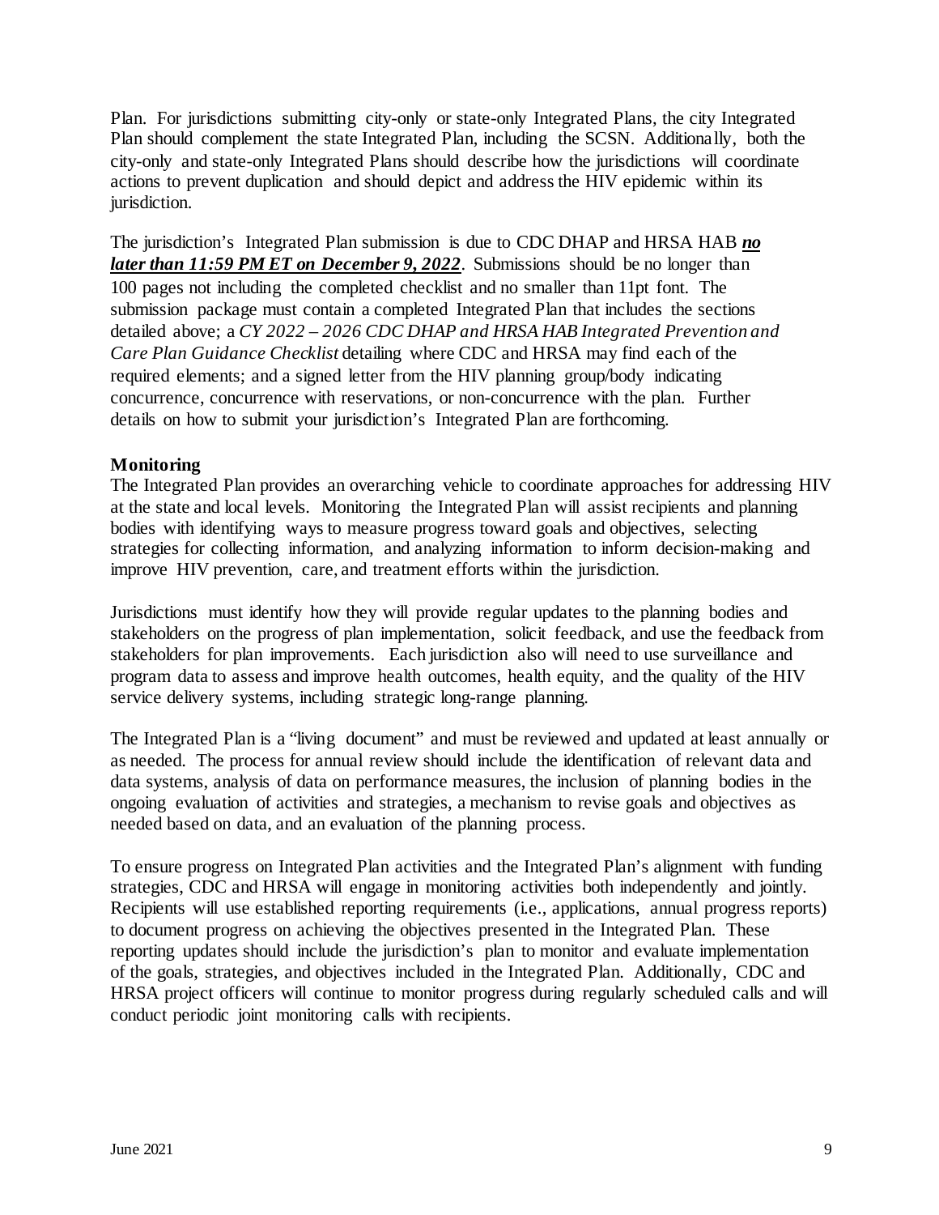Plan. For jurisdictions submitting city-only or state-only Integrated Plans, the city Integrated Plan should complement the state Integrated Plan, including the SCSN. Additionally, both the city-only and state-only Integrated Plans should describe how the jurisdictions will coordinate actions to prevent duplication and should depict and address the HIV epidemic within its jurisdiction.

The jurisdiction's Integrated Plan submission is due to CDC DHAP and HRSA HAB ***no later than 11:59 PM ET on December 9, 2022***. Submissions should be no longer than 100 pages not including the completed checklist and no smaller than 11pt font. The submission package must contain a completed Integrated Plan that includes the sections detailed above; a *CY 2022 – 2026 CDC DHAP and HRSA HAB Integrated Prevention and Care Plan Guidance Checklist* detailing where CDC and HRSA may find each of the required elements; and a signed letter from the HIV planning group/body indicating concurrence, concurrence with reservations, or non-concurrence with the plan. Further details on how to submit your jurisdiction's Integrated Plan are forthcoming.

**Monitoring**

The Integrated Plan provides an overarching vehicle to coordinate approaches for addressing HIV at the state and local levels. Monitoring the Integrated Plan will assist recipients and planning bodies with identifying ways to measure progress toward goals and objectives, selecting strategies for collecting information, and analyzing information to inform decision-making and improve HIV prevention, care, and treatment efforts within the jurisdiction.

Jurisdictions must identify how they will provide regular updates to the planning bodies and stakeholders on the progress of plan implementation, solicit feedback, and use the feedback from stakeholders for plan improvements. Each jurisdiction also will need to use surveillance and program data to assess and improve health outcomes, health equity, and the quality of the HIV service delivery systems, including strategic long-range planning.

The Integrated Plan is a "living document" and must be reviewed and updated at least annually or as needed. The process for annual review should include the identification of relevant data and data systems, analysis of data on performance measures, the inclusion of planning bodies in the ongoing evaluation of activities and strategies, a mechanism to revise goals and objectives as needed based on data, and an evaluation of the planning process.

To ensure progress on Integrated Plan activities and the Integrated Plan's alignment with funding strategies, CDC and HRSA will engage in monitoring activities both independently and jointly. Recipients will use established reporting requirements (i.e., applications, annual progress reports) to document progress on achieving the objectives presented in the Integrated Plan. These reporting updates should include the jurisdiction's plan to monitor and evaluate implementation of the goals, strategies, and objectives included in the Integrated Plan. Additionally, CDC and HRSA project officers will continue to monitor progress during regularly scheduled calls and will conduct periodic joint monitoring calls with recipients.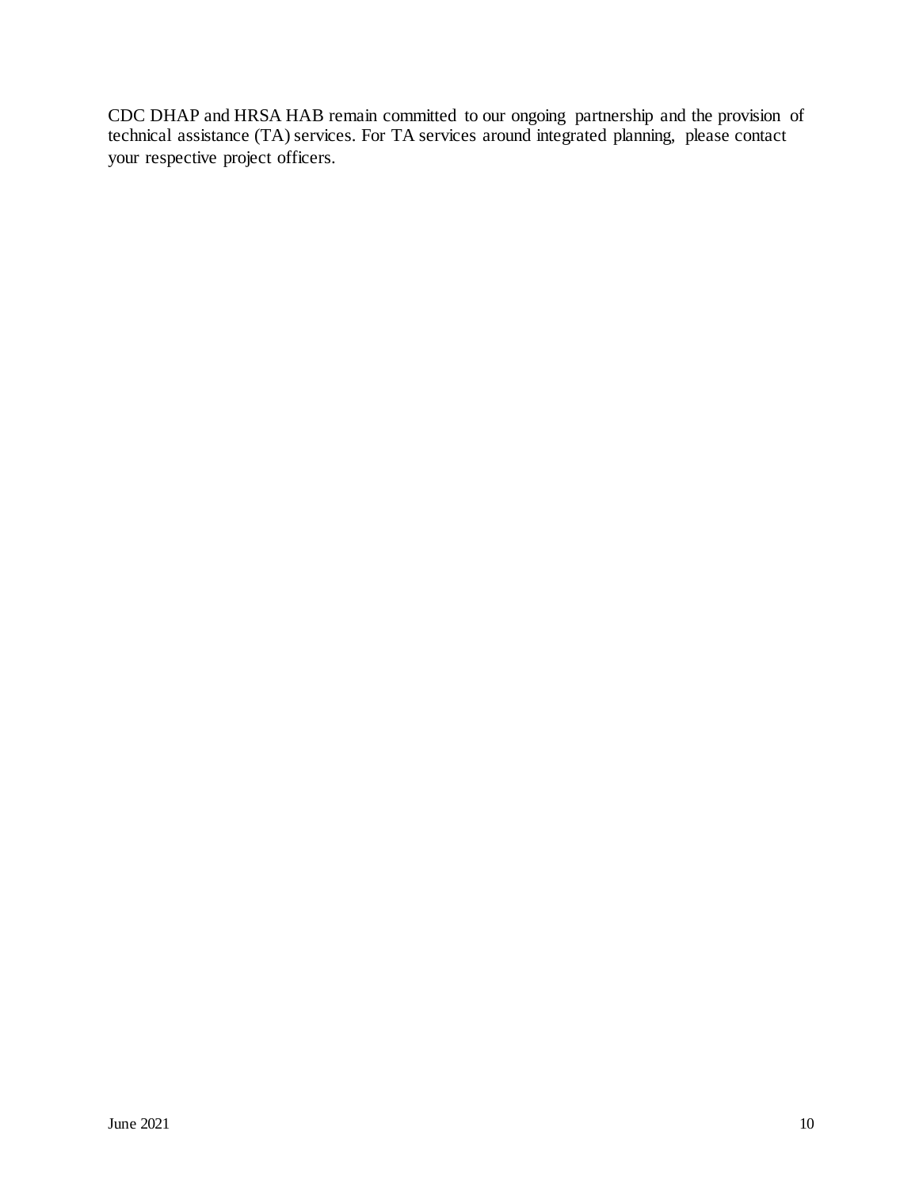CDC DHAP and HRSA HAB remain committed to our ongoing partnership and the provision of technical assistance (TA) services. For TA services around integrated planning, please contact your respective project officers.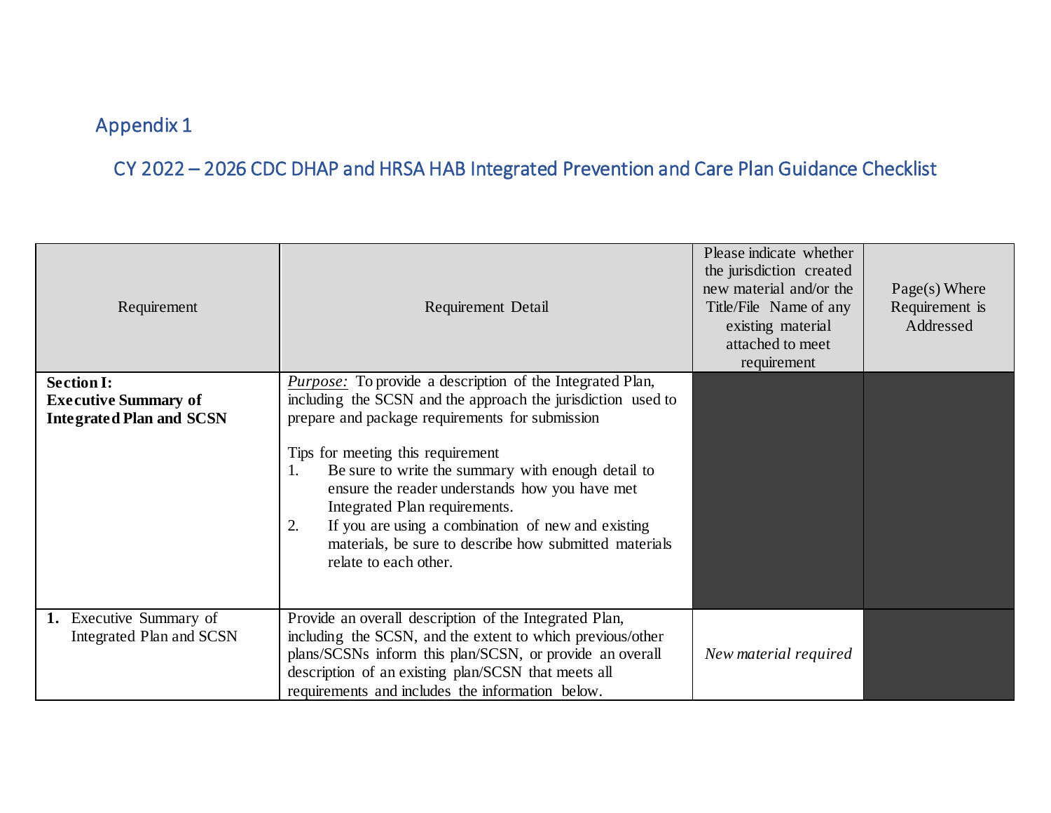## Appendix 1

## CY 2022 – 2026 CDC DHAP and HRSA HAB Integrated Prevention and Care Plan Guidance Checklist

| Requirement | Requirement Detail | Please indicate whether the jurisdiction created new material and/or the Title/File Name of any existing material attached to meet requirement | Page(s) Where Requirement is Addressed |
|---|---|---|---|
| **Section I: Executive Summary of Integrated Plan and SCSN** | *Purpose:* To provide a description of the Integrated Plan, including the SCSN and the approach the jurisdiction used to prepare and package requirements for submission<br><br>Tips for meeting this requirement<br>1. Be sure to write the summary with enough detail to ensure the reader understands how you have met Integrated Plan requirements.<br>2. If you are using a combination of new and existing materials, be sure to describe how submitted materials relate to each other. | | |
| **1.** Executive Summary of Integrated Plan and SCSN | Provide an overall description of the Integrated Plan, including the SCSN, and the extent to which previous/other plans/SCSNs inform this plan/SCSN, or provide an overall description of an existing plan/SCSN that meets all requirements and includes the information below. | *New material required* | |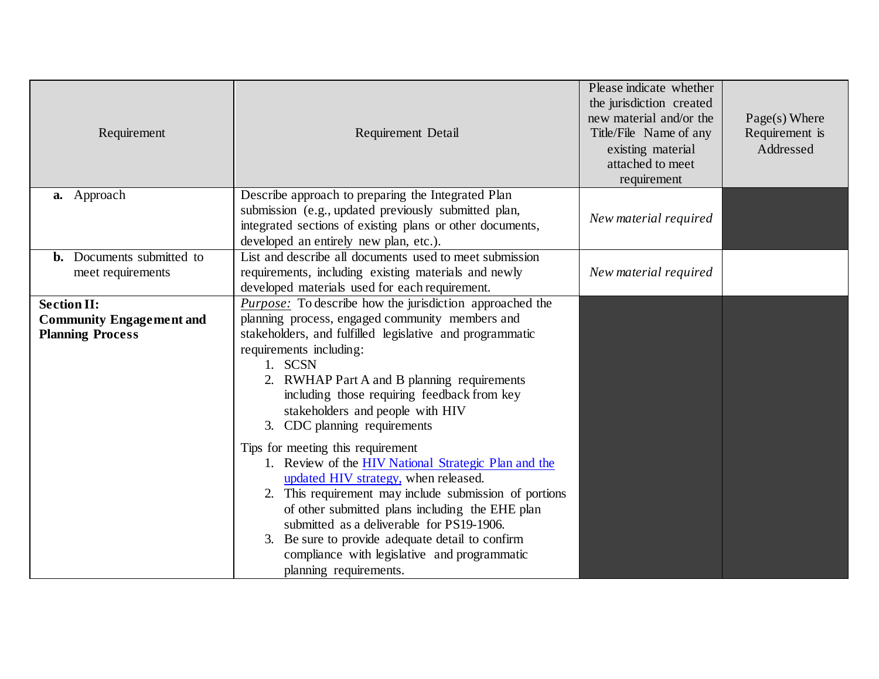| Requirement | Requirement Detail | Please indicate whether the jurisdiction created new material and/or the Title/File Name of any existing material attached to meet requirement | Page(s) Where Requirement is Addressed |
|---|---|---|---|
| **a.** Approach | Describe approach to preparing the Integrated Plan submission (e.g., updated previously submitted plan, integrated sections of existing plans or other documents, developed an entirely new plan, etc.). | *New material required* | |
| **b.** Documents submitted to meet requirements | List and describe all documents used to meet submission requirements, including existing materials and newly developed materials used for each requirement. | *New material required* | |
| **Section II: Community Engagement and Planning Process** | *Purpose:* To describe how the jurisdiction approached the planning process, engaged community members and stakeholders, and fulfilled legislative and programmatic requirements including: 1. SCSN 2. RWHAP Part A and B planning requirements including those requiring feedback from key stakeholders and people with HIV 3. CDC planning requirements<br><br>Tips for meeting this requirement 1. Review of the [HIV National Strategic Plan and the updated HIV strategy,]() when released. 2. This requirement may include submission of portions of other submitted plans including the EHE plan submitted as a deliverable for PS19-1906. 3. Be sure to provide adequate detail to confirm compliance with legislative and programmatic planning requirements. | | |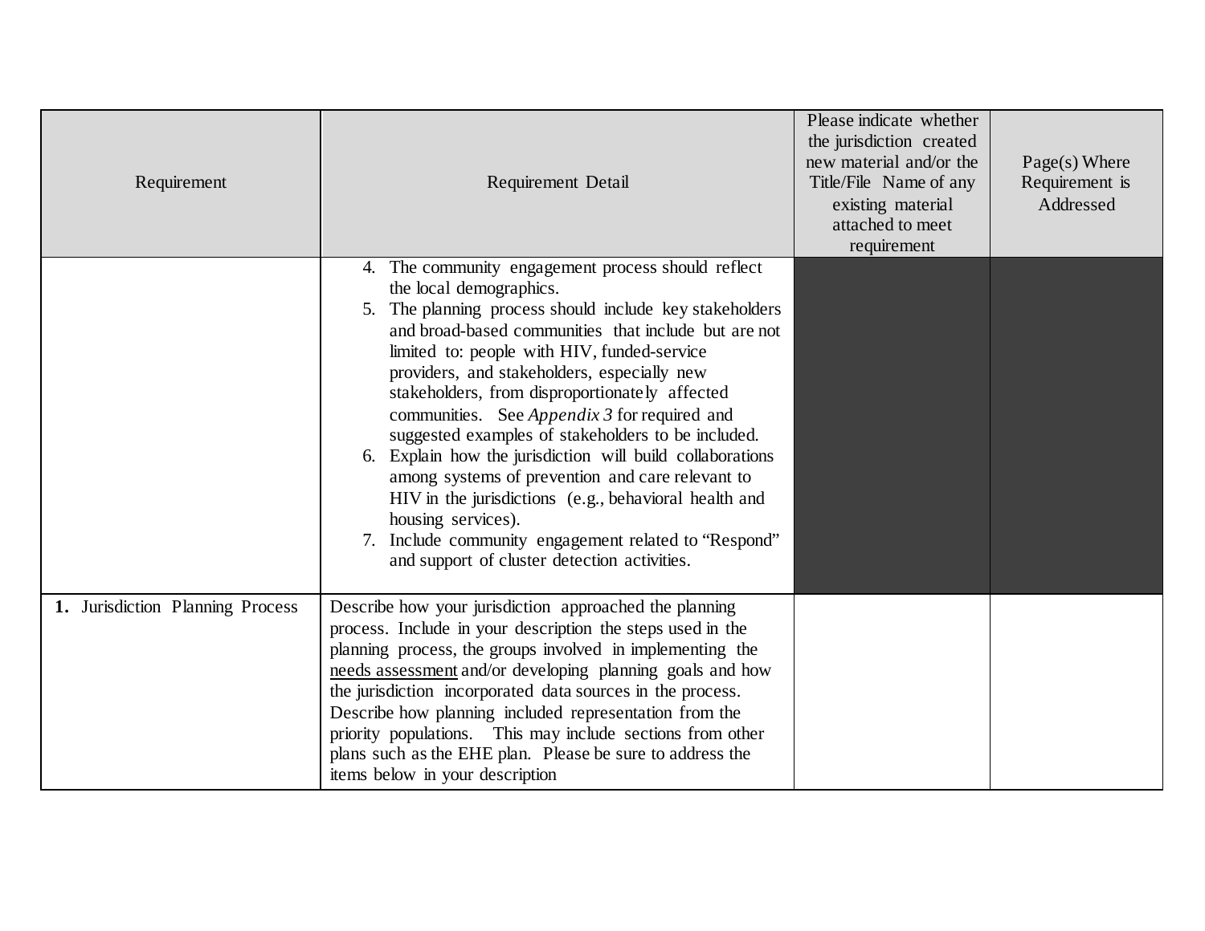| Requirement | Requirement Detail | Please indicate whether the jurisdiction created new material and/or the Title/File Name of any existing material attached to meet requirement | Page(s) Where Requirement is Addressed |
|---|---|---|---|
| | 4. The community engagement process should reflect the local demographics.<br>5. The planning process should include key stakeholders and broad-based communities that include but are not limited to: people with HIV, funded-service providers, and stakeholders, especially new stakeholders, from disproportionately affected communities. See *Appendix 3* for required and suggested examples of stakeholders to be included.<br>6. Explain how the jurisdiction will build collaborations among systems of prevention and care relevant to HIV in the jurisdictions (e.g., behavioral health and housing services).<br>7. Include community engagement related to "Respond" and support of cluster detection activities. | | |
| **1.** Jurisdiction Planning Process | Describe how your jurisdiction approached the planning process. Include in your description the steps used in the planning process, the groups involved in implementing the needs assessment and/or developing planning goals and how the jurisdiction incorporated data sources in the process. Describe how planning included representation from the priority populations. This may include sections from other plans such as the EHE plan. Please be sure to address the items below in your description | | |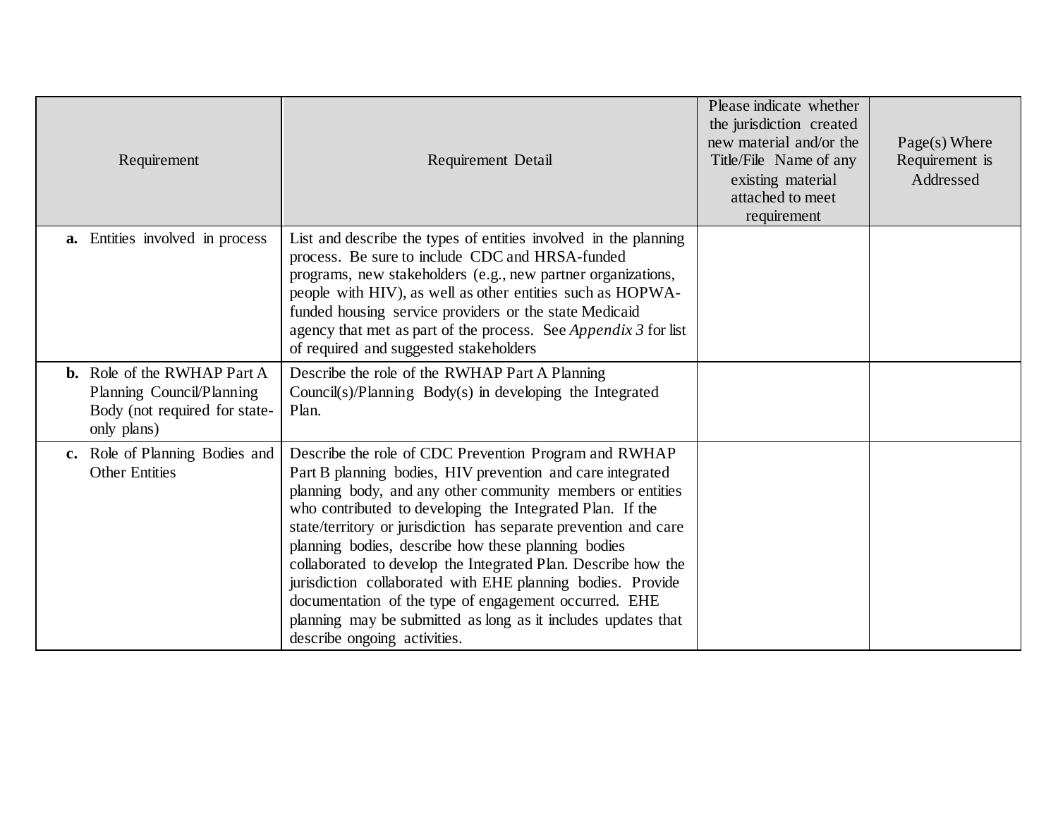| Requirement | Requirement Detail | Please indicate whether the jurisdiction created new material and/or the Title/File Name of any existing material attached to meet requirement | Page(s) Where Requirement is Addressed |
|---|---|---|---|
| **a.** Entities involved in process | List and describe the types of entities involved in the planning process. Be sure to include CDC and HRSA-funded programs, new stakeholders (e.g., new partner organizations, people with HIV), as well as other entities such as HOPWA-funded housing service providers or the state Medicaid agency that met as part of the process. See *Appendix 3* for list of required and suggested stakeholders | | |
| **b.** Role of the RWHAP Part A Planning Council/Planning Body (not required for state-only plans) | Describe the role of the RWHAP Part A Planning Council(s)/Planning Body(s) in developing the Integrated Plan. | | |
| **c.** Role of Planning Bodies and Other Entities | Describe the role of CDC Prevention Program and RWHAP Part B planning bodies, HIV prevention and care integrated planning body, and any other community members or entities who contributed to developing the Integrated Plan. If the state/territory or jurisdiction has separate prevention and care planning bodies, describe how these planning bodies collaborated to develop the Integrated Plan. Describe how the jurisdiction collaborated with EHE planning bodies. Provide documentation of the type of engagement occurred. EHE planning may be submitted as long as it includes updates that describe ongoing activities. | | |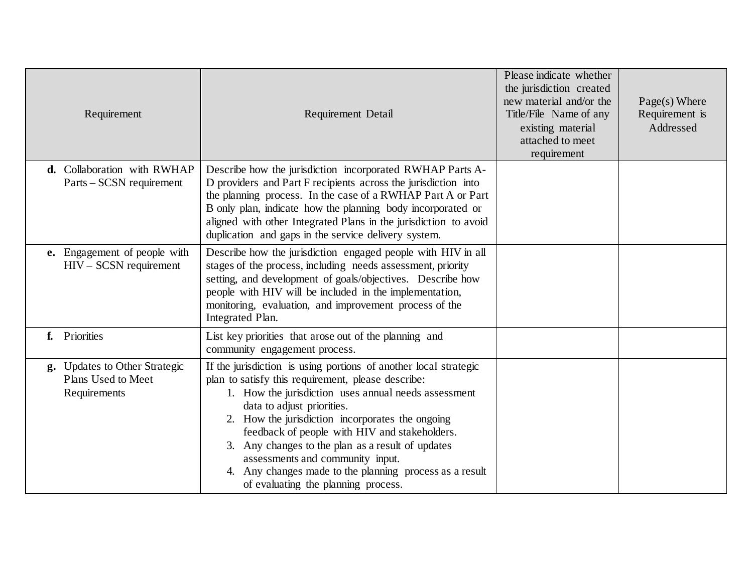| Requirement | Requirement Detail | Please indicate whether the jurisdiction created new material and/or the Title/File Name of any existing material attached to meet requirement | Page(s) Where Requirement is Addressed |
|---|---|---|---|
| **d.** Collaboration with RWHAP Parts – SCSN requirement | Describe how the jurisdiction incorporated RWHAP Parts A-D providers and Part F recipients across the jurisdiction into the planning process. In the case of a RWHAP Part A or Part B only plan, indicate how the planning body incorporated or aligned with other Integrated Plans in the jurisdiction to avoid duplication and gaps in the service delivery system. | | |
| **e.** Engagement of people with HIV – SCSN requirement | Describe how the jurisdiction engaged people with HIV in all stages of the process, including needs assessment, priority setting, and development of goals/objectives. Describe how people with HIV will be included in the implementation, monitoring, evaluation, and improvement process of the Integrated Plan. | | |
| **f.** Priorities | List key priorities that arose out of the planning and community engagement process. | | |
| **g.** Updates to Other Strategic Plans Used to Meet Requirements | If the jurisdiction is using portions of another local strategic plan to satisfy this requirement, please describe:<br>1. How the jurisdiction uses annual needs assessment data to adjust priorities.<br>2. How the jurisdiction incorporates the ongoing feedback of people with HIV and stakeholders.<br>3. Any changes to the plan as a result of updates assessments and community input.<br>4. Any changes made to the planning process as a result of evaluating the planning process. | | |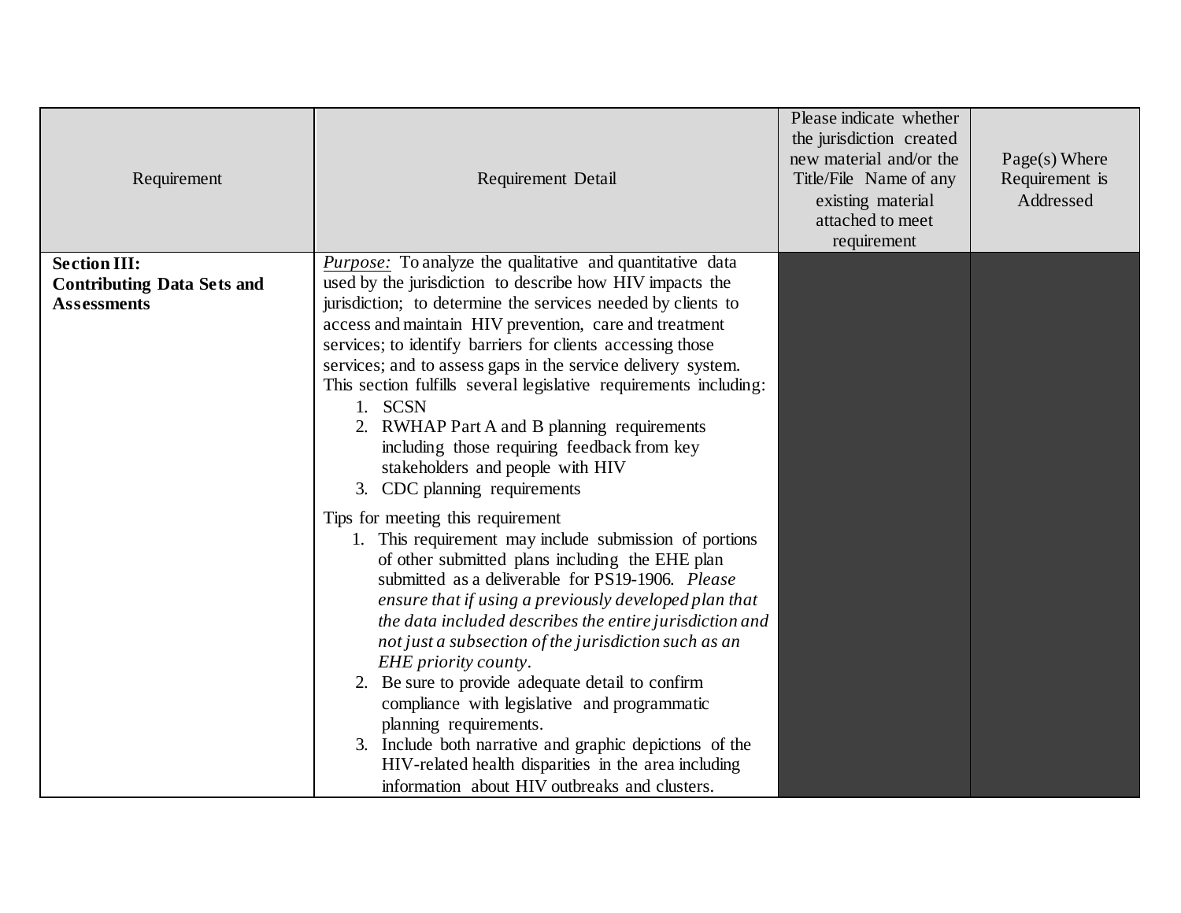| Requirement | Requirement Detail | Please indicate whether the jurisdiction created new material and/or the Title/File Name of any existing material attached to meet requirement | Page(s) Where Requirement is Addressed |
|---|---|---|---|
| **Section III: Contributing Data Sets and Assessments** | <u>*Purpose:*</u> To analyze the qualitative and quantitative data used by the jurisdiction to describe how HIV impacts the jurisdiction; to determine the services needed by clients to access and maintain HIV prevention, care and treatment services; to identify barriers for clients accessing those services; and to assess gaps in the service delivery system. This section fulfills several legislative requirements including: 1. SCSN 2. RWHAP Part A and B planning requirements including those requiring feedback from key stakeholders and people with HIV 3. CDC planning requirements<br><br>Tips for meeting this requirement 1. This requirement may include submission of portions of other submitted plans including the EHE plan submitted as a deliverable for PS19-1906. *Please ensure that if using a previously developed plan that the data included describes the entire jurisdiction and not just a subsection of the jurisdiction such as an EHE priority county*. 2. Be sure to provide adequate detail to confirm compliance with legislative and programmatic planning requirements. 3. Include both narrative and graphic depictions of the HIV-related health disparities in the area including information about HIV outbreaks and clusters. | | |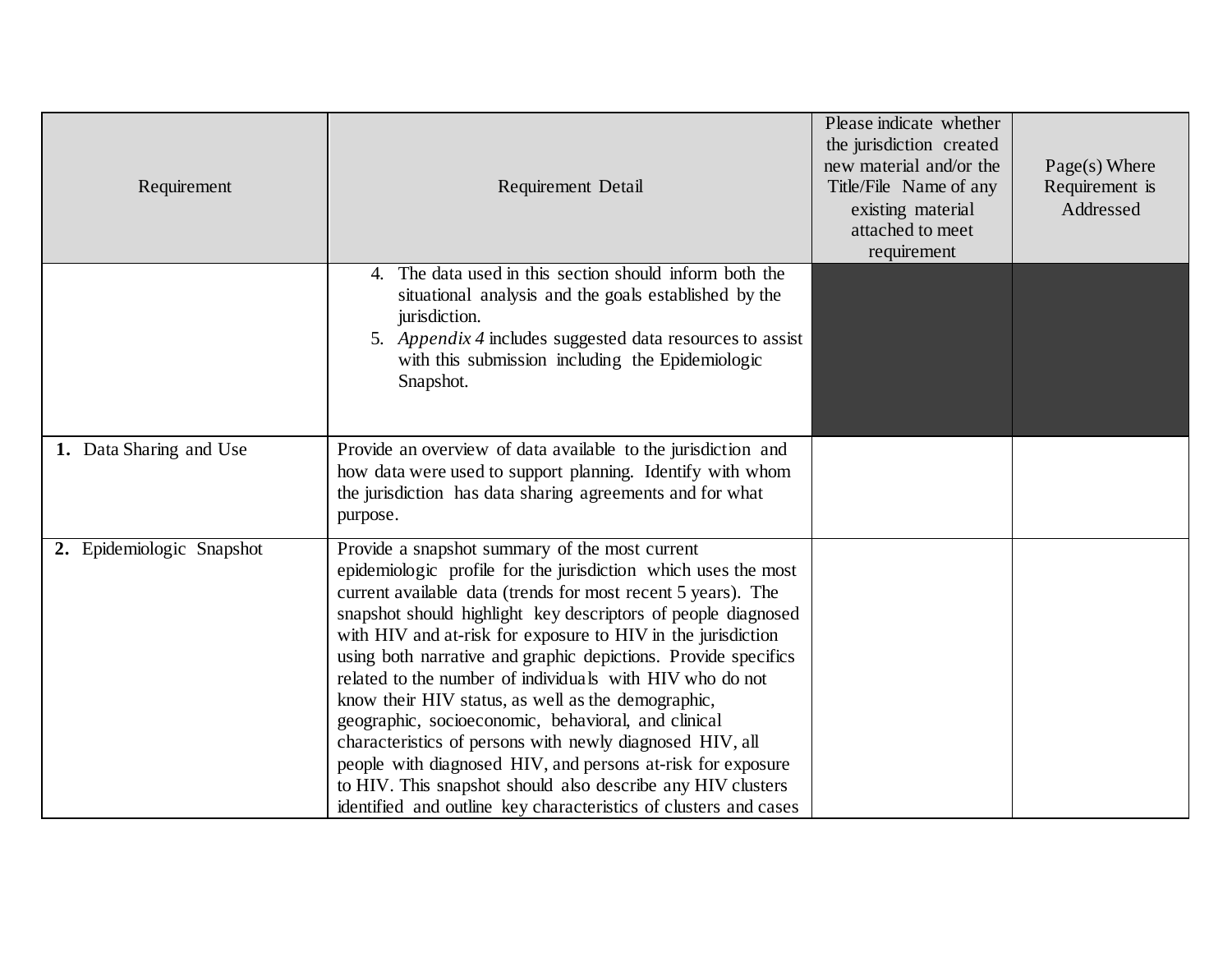| Requirement | Requirement Detail | Please indicate whether the jurisdiction created new material and/or the Title/File Name of any existing material attached to meet requirement | Page(s) Where Requirement is Addressed |
|---|---|---|---|
| | 4. The data used in this section should inform both the situational analysis and the goals established by the jurisdiction.<br>5. *Appendix 4* includes suggested data resources to assist with this submission including the Epidemiologic Snapshot. | | |
| **1.** Data Sharing and Use | Provide an overview of data available to the jurisdiction and how data were used to support planning. Identify with whom the jurisdiction has data sharing agreements and for what purpose. | | |
| **2.** Epidemiologic Snapshot | Provide a snapshot summary of the most current epidemiologic profile for the jurisdiction which uses the most current available data (trends for most recent 5 years). The snapshot should highlight key descriptors of people diagnosed with HIV and at-risk for exposure to HIV in the jurisdiction using both narrative and graphic depictions. Provide specifics related to the number of individuals with HIV who do not know their HIV status, as well as the demographic, geographic, socioeconomic, behavioral, and clinical characteristics of persons with newly diagnosed HIV, all people with diagnosed HIV, and persons at-risk for exposure to HIV. This snapshot should also describe any HIV clusters identified and outline key characteristics of clusters and cases | | |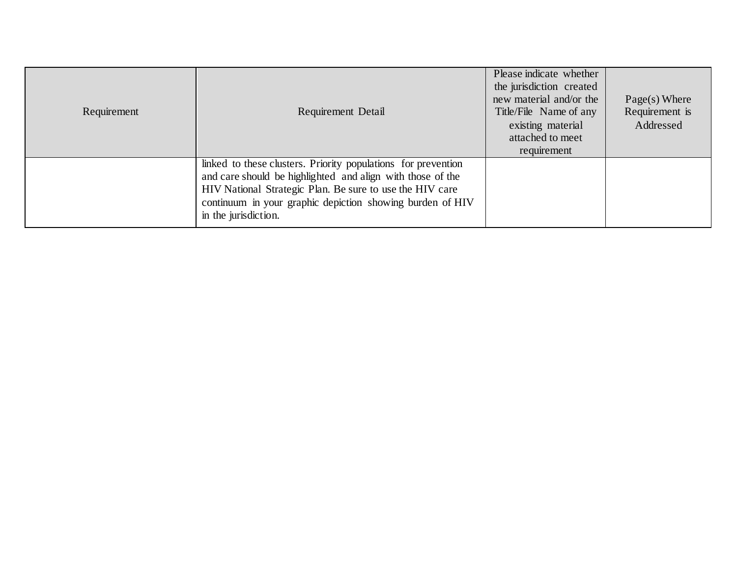| Requirement | Requirement Detail | Please indicate whether the jurisdiction created new material and/or the Title/File Name of any existing material attached to meet requirement | Page(s) Where Requirement is Addressed |
|---|---|---|---|
| | linked to these clusters. Priority populations for prevention and care should be highlighted and align with those of the HIV National Strategic Plan. Be sure to use the HIV care continuum in your graphic depiction showing burden of HIV in the jurisdiction. | | |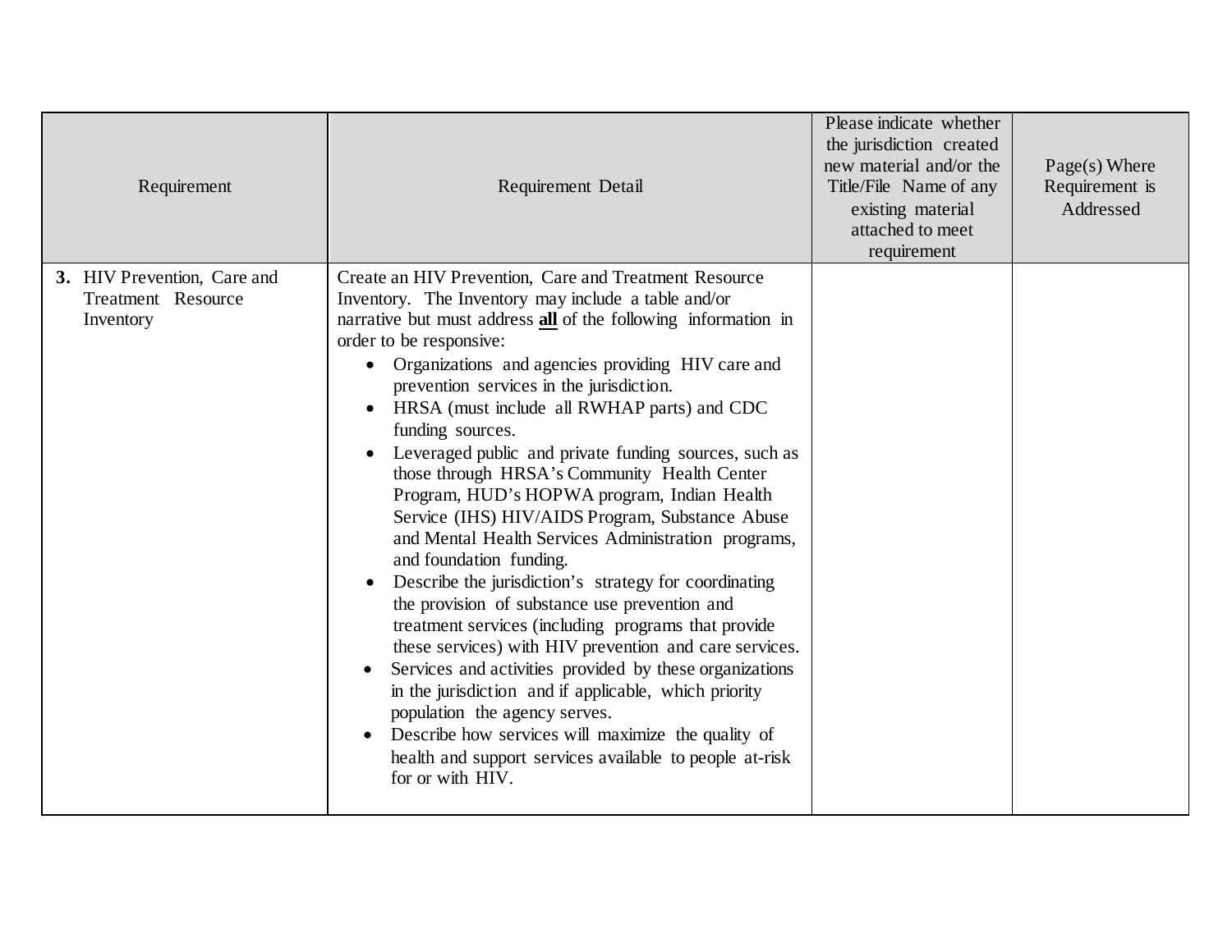| Requirement | Requirement Detail | Please indicate whether the jurisdiction created new material and/or the Title/File Name of any existing material attached to meet requirement | Page(s) Where Requirement is Addressed |
|---|---|---|---|
| **3.** HIV Prevention, Care and Treatment Resource Inventory | Create an HIV Prevention, Care and Treatment Resource Inventory. The Inventory may include a table and/or narrative but must address **all** of the following information in order to be responsive:<br>• Organizations and agencies providing HIV care and prevention services in the jurisdiction.<br>• HRSA (must include all RWHAP parts) and CDC funding sources.<br>• Leveraged public and private funding sources, such as those through HRSA's Community Health Center Program, HUD's HOPWA program, Indian Health Service (IHS) HIV/AIDS Program, Substance Abuse and Mental Health Services Administration programs, and foundation funding.<br>• Describe the jurisdiction's strategy for coordinating the provision of substance use prevention and treatment services (including programs that provide these services) with HIV prevention and care services.<br>• Services and activities provided by these organizations in the jurisdiction and if applicable, which priority population the agency serves.<br>• Describe how services will maximize the quality of health and support services available to people at-risk for or with HIV. | | |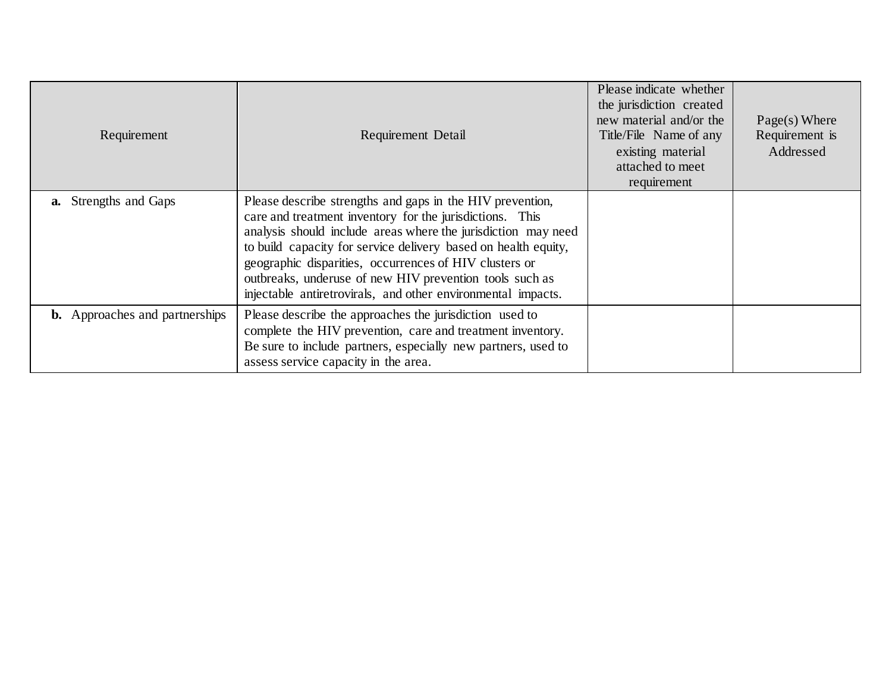| Requirement | Requirement Detail | Please indicate whether the jurisdiction created new material and/or the Title/File Name of any existing material attached to meet requirement | Page(s) Where Requirement is Addressed |
|---|---|---|---|
| **a.** Strengths and Gaps | Please describe strengths and gaps in the HIV prevention, care and treatment inventory for the jurisdictions. This analysis should include areas where the jurisdiction may need to build capacity for service delivery based on health equity, geographic disparities, occurrences of HIV clusters or outbreaks, underuse of new HIV prevention tools such as injectable antiretrovirals, and other environmental impacts. | | |
| **b.** Approaches and partnerships | Please describe the approaches the jurisdiction used to complete the HIV prevention, care and treatment inventory. Be sure to include partners, especially new partners, used to assess service capacity in the area. | | |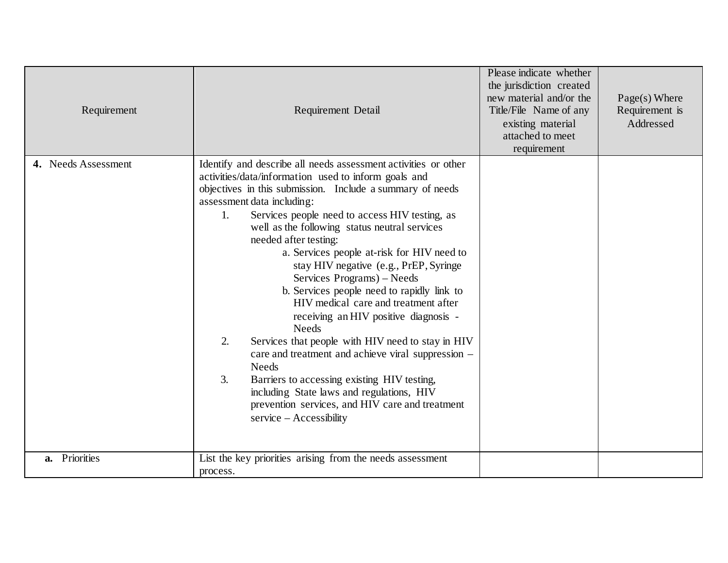| Requirement | Requirement Detail | Please indicate whether the jurisdiction created new material and/or the Title/File Name of any existing material attached to meet requirement | Page(s) Where Requirement is Addressed |
|---|---|---|---|
| **4.** Needs Assessment | Identify and describe all needs assessment activities or other activities/data/information used to inform goals and objectives in this submission. Include a summary of needs assessment data including:<br>1. Services people need to access HIV testing, as well as the following status neutral services needed after testing:<br>a. Services people at-risk for HIV need to stay HIV negative (e.g., PrEP, Syringe Services Programs) – Needs<br>b. Services people need to rapidly link to HIV medical care and treatment after receiving an HIV positive diagnosis - Needs<br>2. Services that people with HIV need to stay in HIV care and treatment and achieve viral suppression – Needs<br>3. Barriers to accessing existing HIV testing, including State laws and regulations, HIV prevention services, and HIV care and treatment service – Accessibility | | |
| **a.** Priorities | List the key priorities arising from the needs assessment process. | | |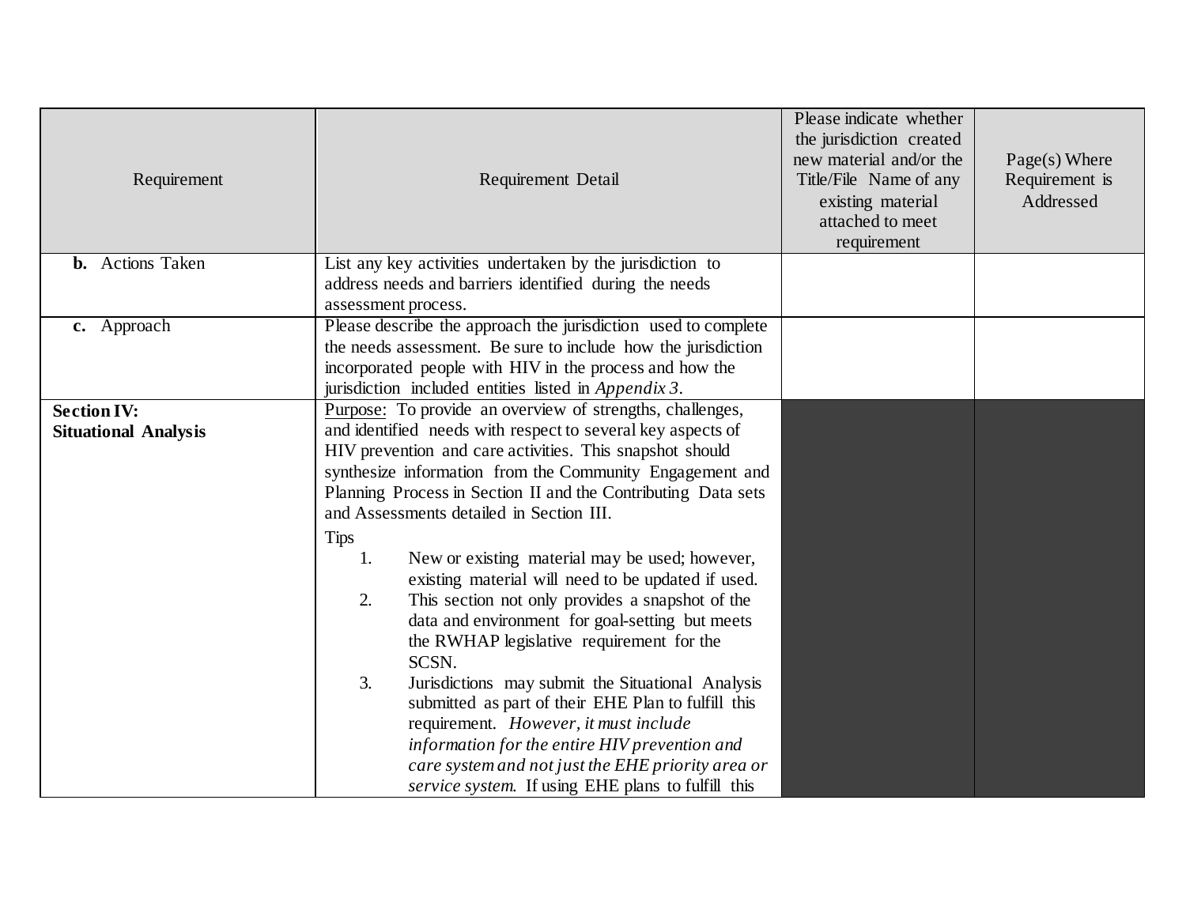| Requirement | Requirement Detail | Please indicate whether the jurisdiction created new material and/or the Title/File Name of any existing material attached to meet requirement | Page(s) Where Requirement is Addressed |
|---|---|---|---|
| **b.** Actions Taken | List any key activities undertaken by the jurisdiction to address needs and barriers identified during the needs assessment process. | | |
| **c.** Approach | Please describe the approach the jurisdiction used to complete the needs assessment. Be sure to include how the jurisdiction incorporated people with HIV in the process and how the jurisdiction included entities listed in *Appendix 3*. | | |
| **Section IV: Situational Analysis** | Purpose: To provide an overview of strengths, challenges, and identified needs with respect to several key aspects of HIV prevention and care activities. This snapshot should synthesize information from the Community Engagement and Planning Process in Section II and the Contributing Data sets and Assessments detailed in Section III.<br><br>Tips<br>1. New or existing material may be used; however, existing material will need to be updated if used.<br>2. This section not only provides a snapshot of the data and environment for goal-setting but meets the RWHAP legislative requirement for the SCSN.<br>3. Jurisdictions may submit the Situational Analysis submitted as part of their EHE Plan to fulfill this requirement. *However, it must include information for the entire HIV prevention and care system and not just the EHE priority area or service system.* If using EHE plans to fulfill this | | |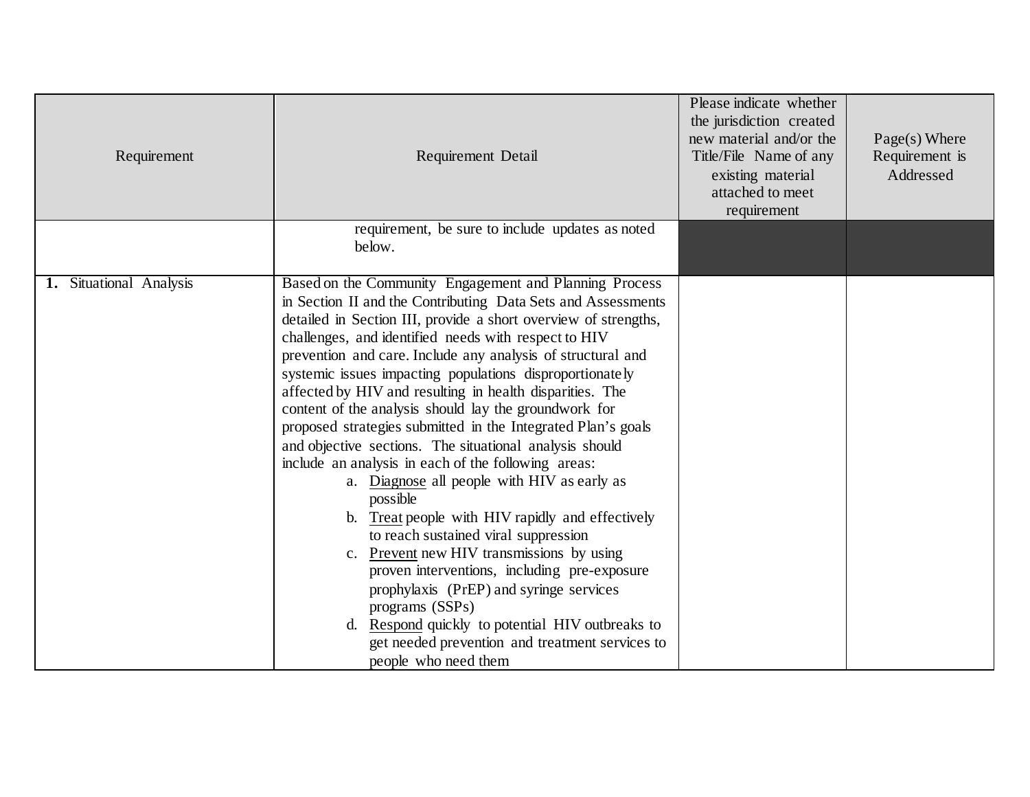| Requirement | Requirement Detail | Please indicate whether the jurisdiction created new material and/or the Title/File Name of any existing material attached to meet requirement | Page(s) Where Requirement is Addressed |
|---|---|---|---|
| | requirement, be sure to include updates as noted below. | | |
| **1.** Situational Analysis | Based on the Community Engagement and Planning Process in Section II and the Contributing Data Sets and Assessments detailed in Section III, provide a short overview of strengths, challenges, and identified needs with respect to HIV prevention and care. Include any analysis of structural and systemic issues impacting populations disproportionately affected by HIV and resulting in health disparities. The content of the analysis should lay the groundwork for proposed strategies submitted in the Integrated Plan's goals and objective sections. The situational analysis should include an analysis in each of the following areas:<br>a. Diagnose all people with HIV as early as possible<br>b. Treat people with HIV rapidly and effectively to reach sustained viral suppression<br>c. Prevent new HIV transmissions by using proven interventions, including pre-exposure prophylaxis (PrEP) and syringe services programs (SSPs)<br>d. Respond quickly to potential HIV outbreaks to get needed prevention and treatment services to people who need them | | |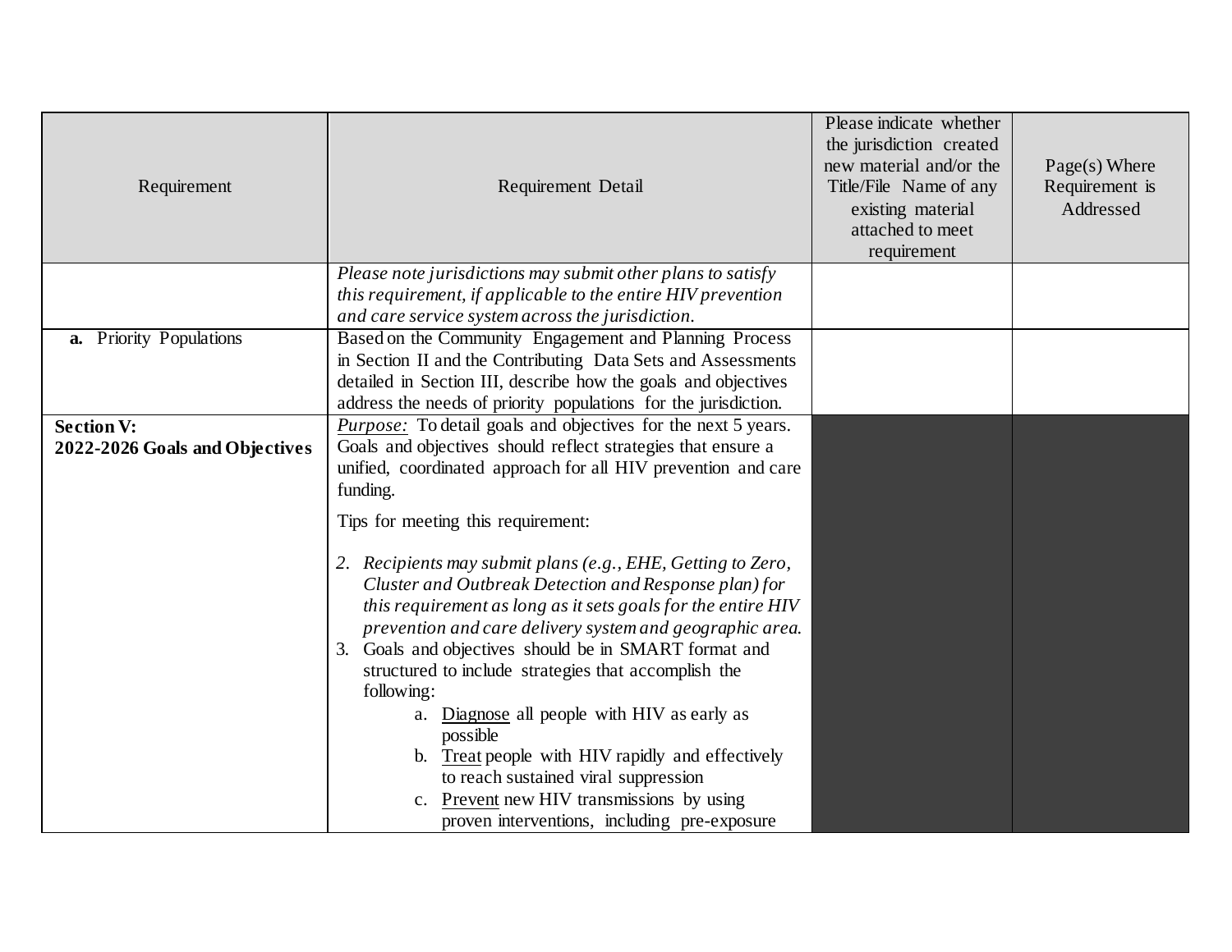| Requirement | Requirement Detail | Please indicate whether the jurisdiction created new material and/or the Title/File Name of any existing material attached to meet requirement | Page(s) Where Requirement is Addressed |
|---|---|---|---|
| | *Please note jurisdictions may submit other plans to satisfy this requirement, if applicable to the entire HIV prevention and care service system across the jurisdiction.* | | |
| **a.** Priority Populations | Based on the Community Engagement and Planning Process in Section II and the Contributing Data Sets and Assessments detailed in Section III, describe how the goals and objectives address the needs of priority populations for the jurisdiction. | | |
| **Section V: 2022-2026 Goals and Objectives** | *Purpose:* To detail goals and objectives for the next 5 years. Goals and objectives should reflect strategies that ensure a unified, coordinated approach for all HIV prevention and care funding.<br><br>Tips for meeting this requirement:<br><br>2. *Recipients may submit plans (e.g., EHE, Getting to Zero, Cluster and Outbreak Detection and Response plan) for this requirement as long as it sets goals for the entire HIV prevention and care delivery system and geographic area.*<br>3. Goals and objectives should be in SMART format and structured to include strategies that accomplish the following:<br>a. Diagnose all people with HIV as early as possible<br>b. Treat people with HIV rapidly and effectively to reach sustained viral suppression<br>c. Prevent new HIV transmissions by using proven interventions, including pre-exposure | | |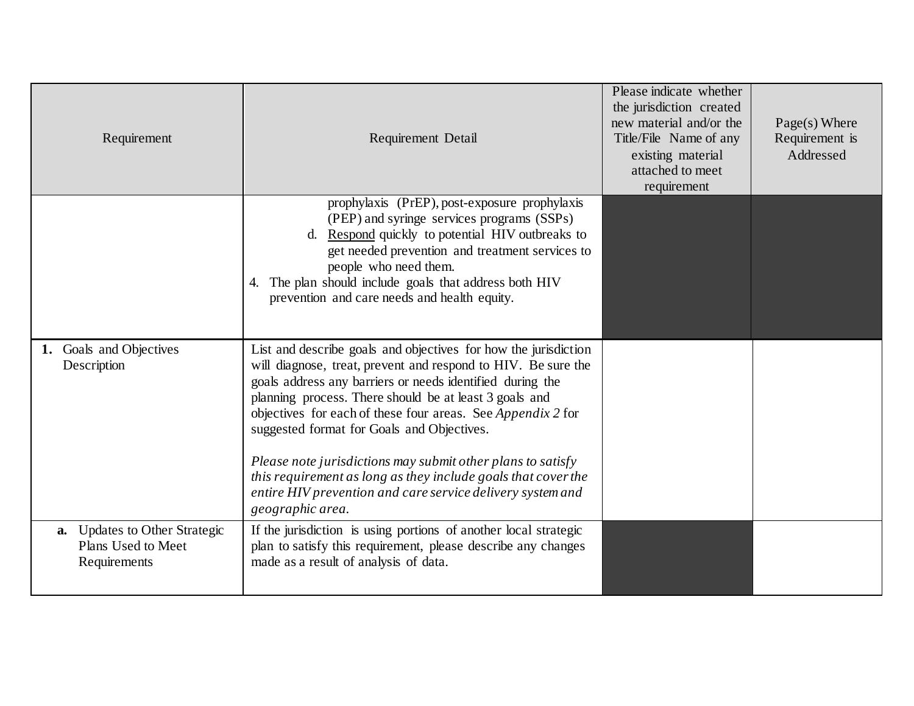| Requirement | Requirement Detail | Please indicate whether the jurisdiction created new material and/or the Title/File Name of any existing material attached to meet requirement | Page(s) Where Requirement is Addressed |
|---|---|---|---|
| | prophylaxis (PrEP), post-exposure prophylaxis (PEP) and syringe services programs (SSPs)<br>d. Respond quickly to potential HIV outbreaks to get needed prevention and treatment services to people who need them.<br>4. The plan should include goals that address both HIV prevention and care needs and health equity. | | |
| **1.** Goals and Objectives Description | List and describe goals and objectives for how the jurisdiction will diagnose, treat, prevent and respond to HIV. Be sure the goals address any barriers or needs identified during the planning process. There should be at least 3 goals and objectives for each of these four areas. See *Appendix 2* for suggested format for Goals and Objectives.<br><br>*Please note jurisdictions may submit other plans to satisfy this requirement as long as they include goals that cover the entire HIV prevention and care service delivery system and geographic area.* | | |
| **a.** Updates to Other Strategic Plans Used to Meet Requirements | If the jurisdiction is using portions of another local strategic plan to satisfy this requirement, please describe any changes made as a result of analysis of data. | | |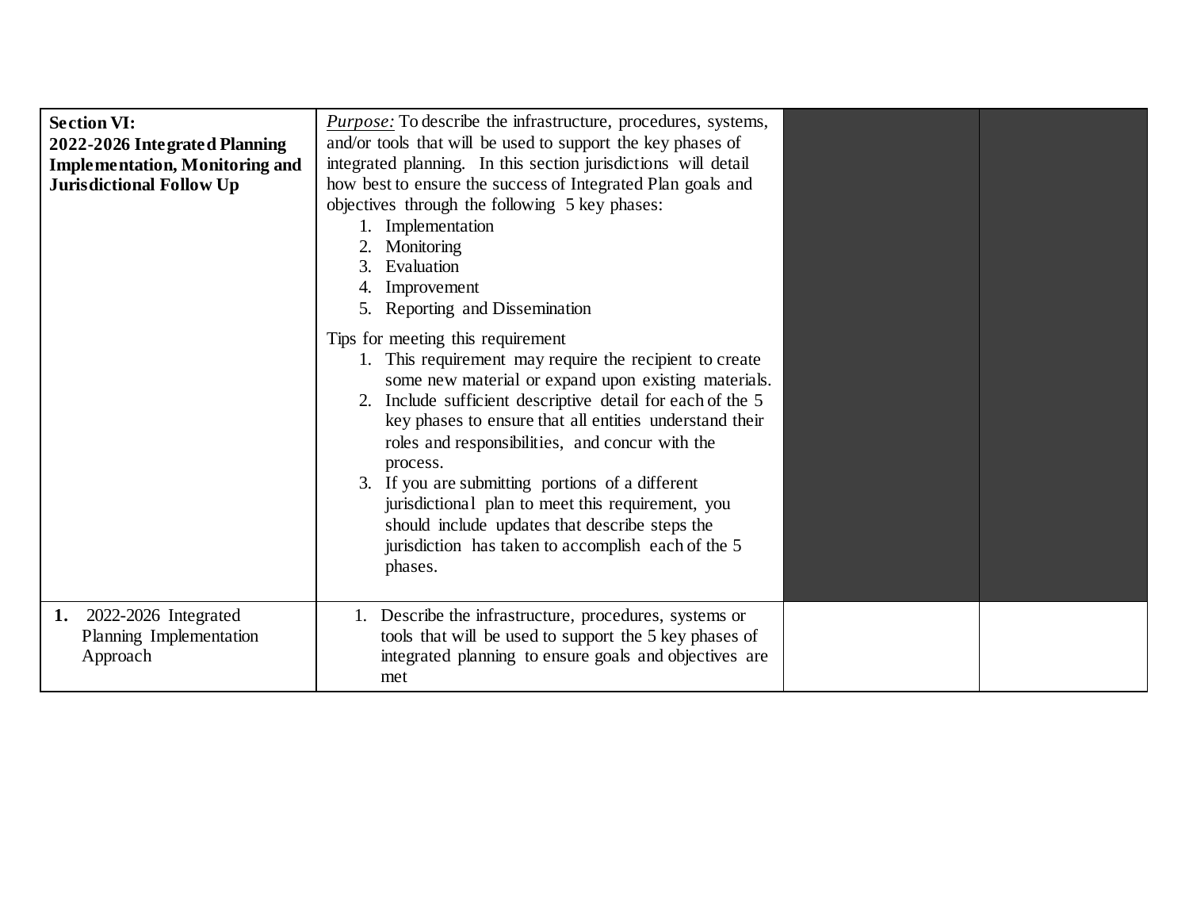| **Section VI: 2022-2026 Integrated Planning Implementation, Monitoring and Jurisdictional Follow Up** | *Purpose:* To describe the infrastructure, procedures, systems, and/or tools that will be used to support the key phases of integrated planning. In this section jurisdictions will detail how best to ensure the success of Integrated Plan goals and objectives through the following 5 key phases:<br>1. Implementation<br>2. Monitoring<br>3. Evaluation<br>4. Improvement<br>5. Reporting and Dissemination<br><br>Tips for meeting this requirement<br>1. This requirement may require the recipient to create some new material or expand upon existing materials.<br>2. Include sufficient descriptive detail for each of the 5 key phases to ensure that all entities understand their roles and responsibilities, and concur with the process.<br>3. If you are submitting portions of a different jurisdictional plan to meet this requirement, you should include updates that describe steps the jurisdiction has taken to accomplish each of the 5 phases. | | |
|---|---|---|---|
| **1.** 2022-2026 Integrated Planning Implementation Approach | 1. Describe the infrastructure, procedures, systems or tools that will be used to support the 5 key phases of integrated planning to ensure goals and objectives are met | | |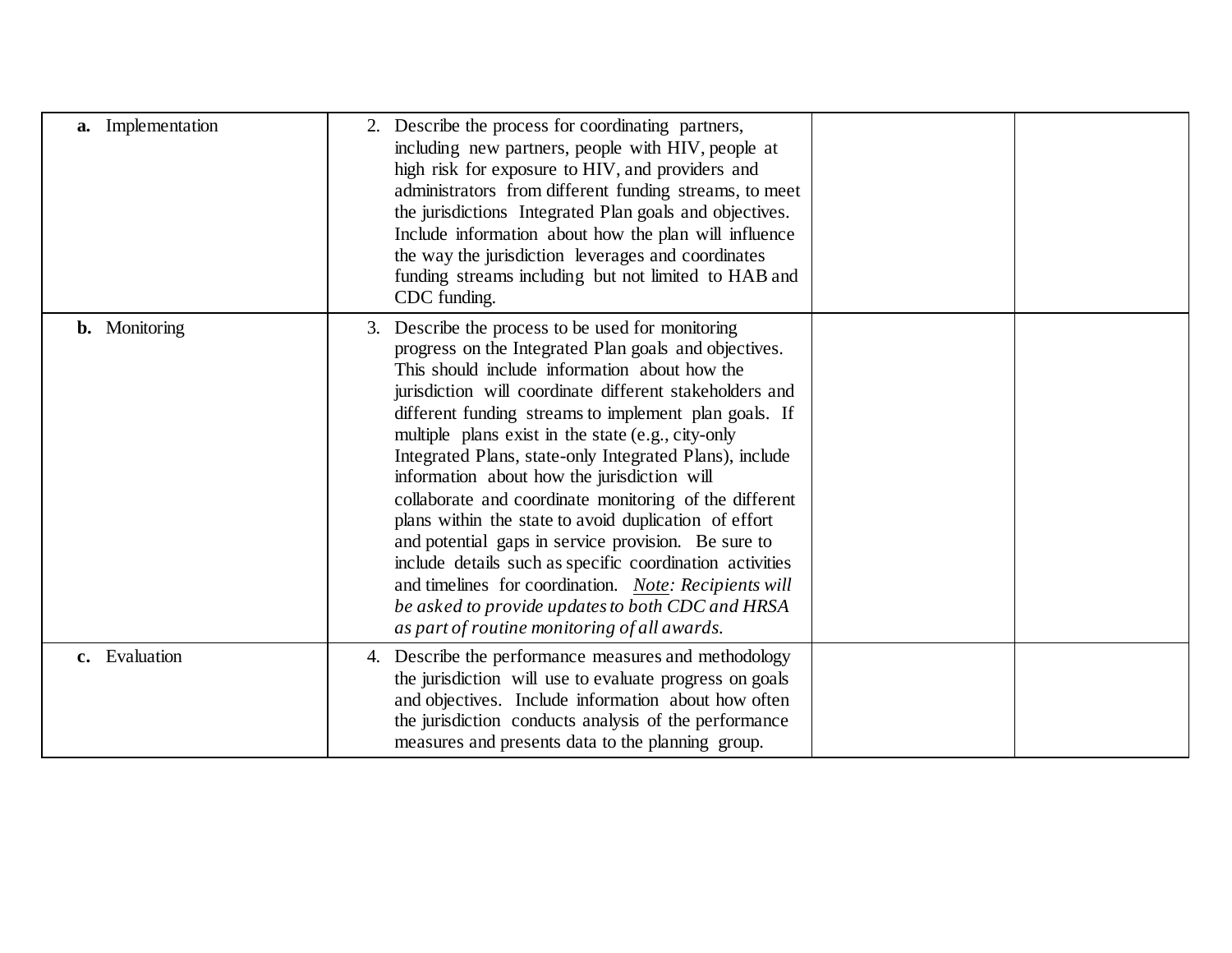| | | | |
|---|---|---|---|
| **a.** Implementation | 2. Describe the process for coordinating partners, including new partners, people with HIV, people at high risk for exposure to HIV, and providers and administrators from different funding streams, to meet the jurisdictions Integrated Plan goals and objectives. Include information about how the plan will influence the way the jurisdiction leverages and coordinates funding streams including but not limited to HAB and CDC funding. | | |
| **b.** Monitoring | 3. Describe the process to be used for monitoring progress on the Integrated Plan goals and objectives. This should include information about how the jurisdiction will coordinate different stakeholders and different funding streams to implement plan goals. If multiple plans exist in the state (e.g., city-only Integrated Plans, state-only Integrated Plans), include information about how the jurisdiction will collaborate and coordinate monitoring of the different plans within the state to avoid duplication of effort and potential gaps in service provision. Be sure to include details such as specific coordination activities and timelines for coordination. *Note: Recipients will be asked to provide updates to both CDC and HRSA as part of routine monitoring of all awards.* | | |
| **c.** Evaluation | 4. Describe the performance measures and methodology the jurisdiction will use to evaluate progress on goals and objectives. Include information about how often the jurisdiction conducts analysis of the performance measures and presents data to the planning group. | | |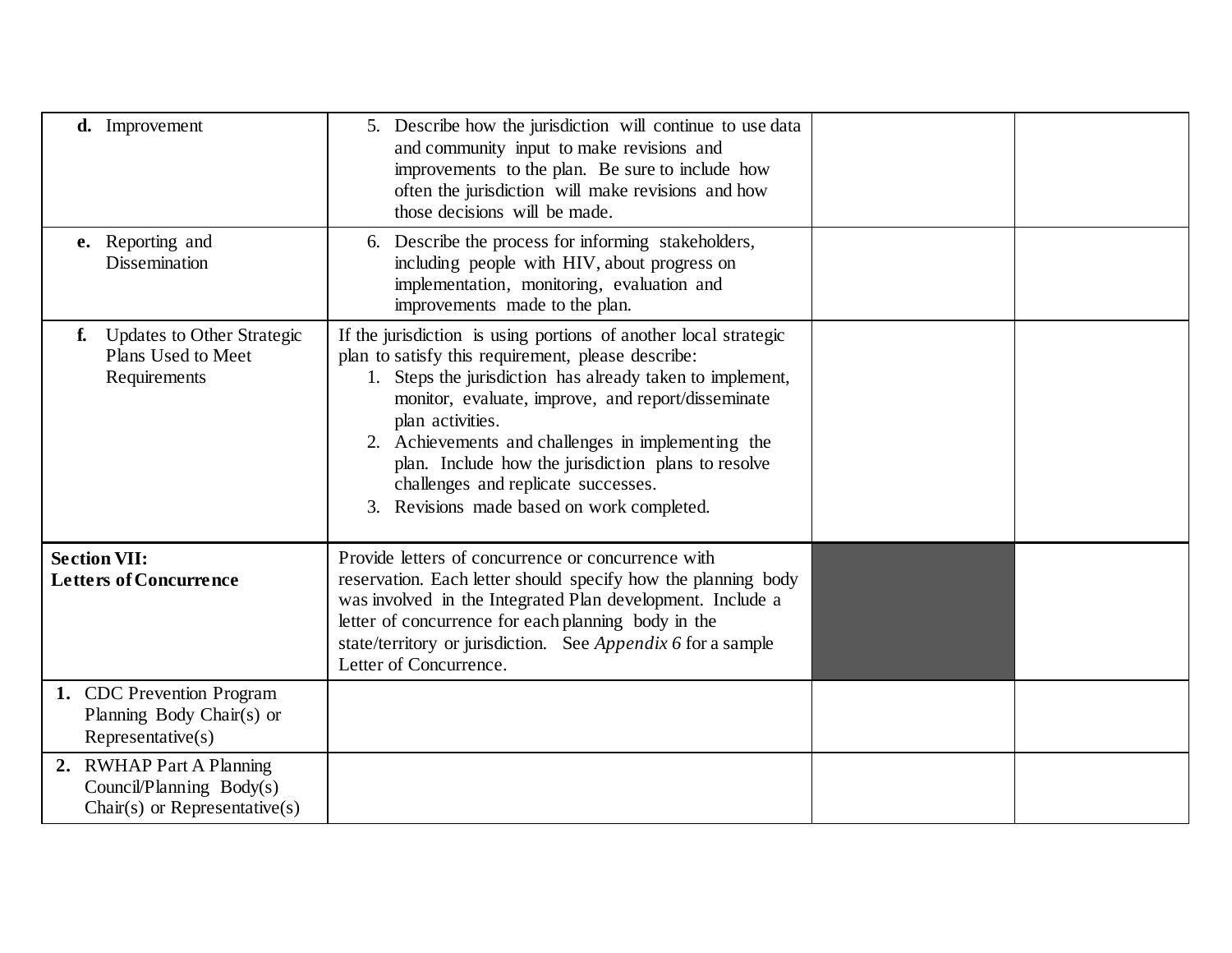| | | | |
|---|---|---|---|
| **d.** Improvement | 5. Describe how the jurisdiction will continue to use data and community input to make revisions and improvements to the plan. Be sure to include how often the jurisdiction will make revisions and how those decisions will be made. | | |
| **e.** Reporting and Dissemination | 6. Describe the process for informing stakeholders, including people with HIV, about progress on implementation, monitoring, evaluation and improvements made to the plan. | | |
| **f.** Updates to Other Strategic Plans Used to Meet Requirements | If the jurisdiction is using portions of another local strategic plan to satisfy this requirement, please describe:<br>1. Steps the jurisdiction has already taken to implement, monitor, evaluate, improve, and report/disseminate plan activities.<br>2. Achievements and challenges in implementing the plan. Include how the jurisdiction plans to resolve challenges and replicate successes.<br>3. Revisions made based on work completed. | | |
| **Section VII: Letters of Concurrence** | Provide letters of concurrence or concurrence with reservation. Each letter should specify how the planning body was involved in the Integrated Plan development. Include a letter of concurrence for each planning body in the state/territory or jurisdiction. See *Appendix 6* for a sample Letter of Concurrence. | | |
| **1.** CDC Prevention Program Planning Body Chair(s) or Representative(s) | | | |
| **2.** RWHAP Part A Planning Council/Planning Body(s) Chair(s) or Representative(s) | | | |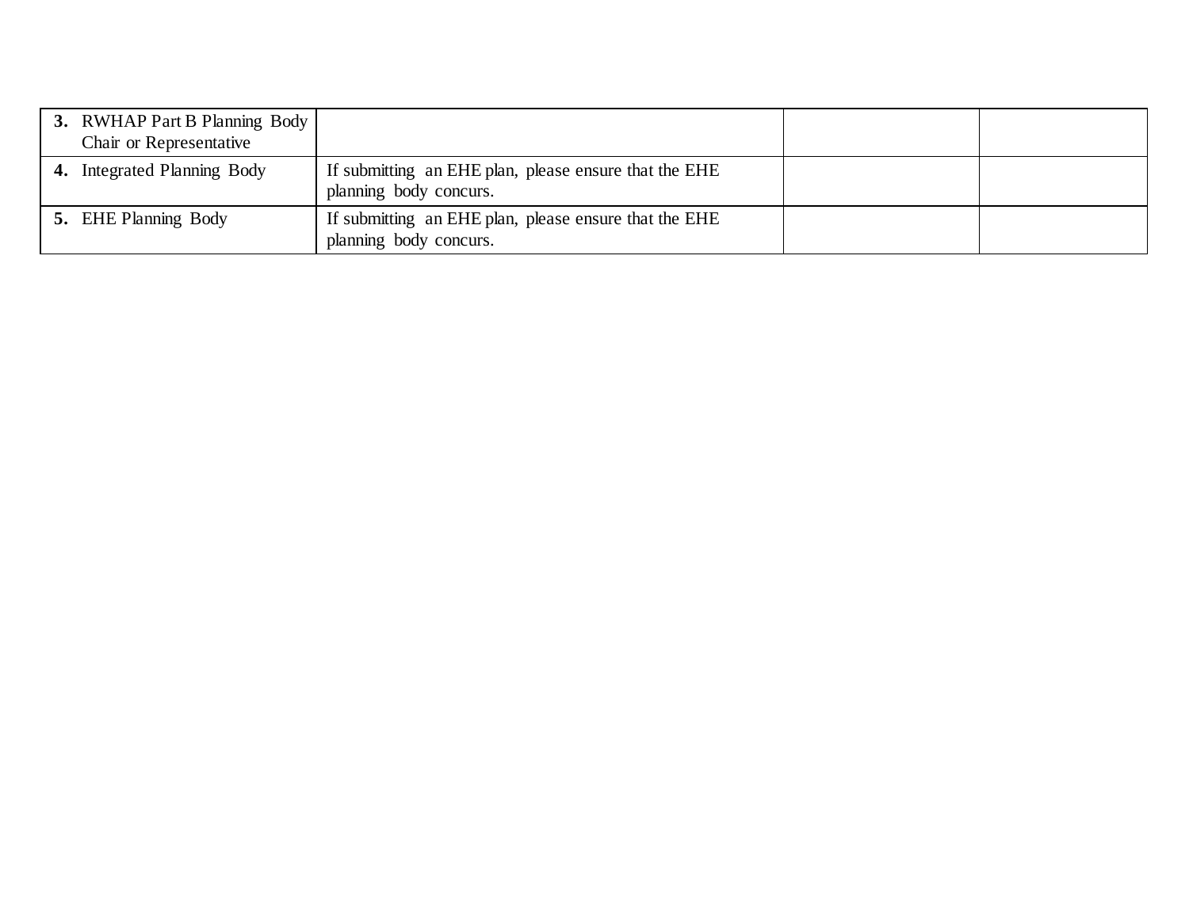| | | | |
|---|---|---|---|
| **3.** RWHAP Part B Planning Body Chair or Representative | | | |
| **4.** Integrated Planning Body | If submitting an EHE plan, please ensure that the EHE planning body concurs. | | |
| **5.** EHE Planning Body | If submitting an EHE plan, please ensure that the EHE planning body concurs. | | |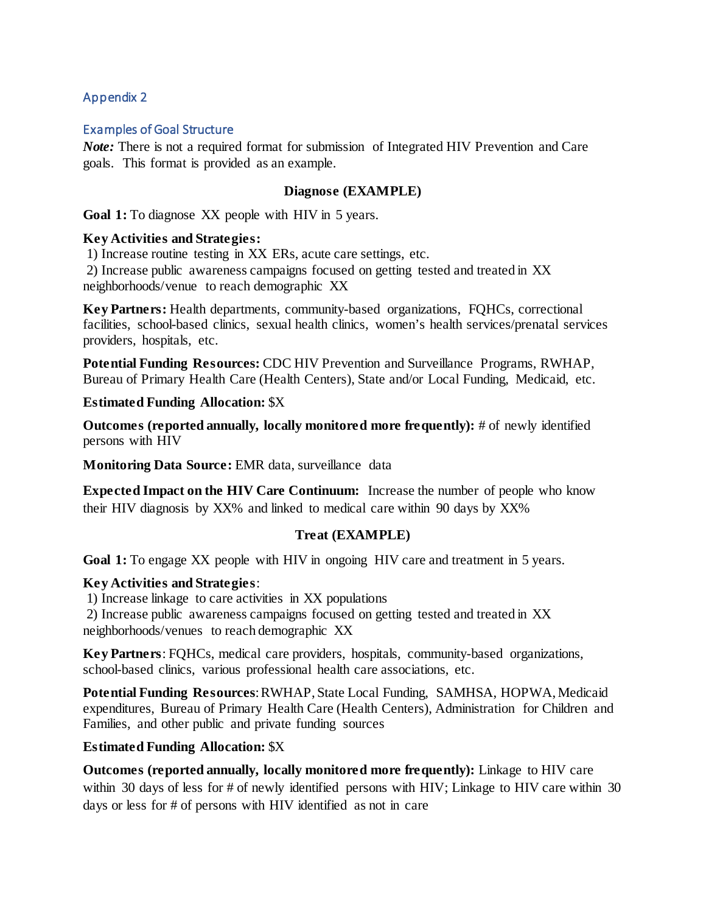## Appendix 2

### Examples of Goal Structure

***Note:*** There is not a required format for submission of Integrated HIV Prevention and Care goals. This format is provided as an example.

**Diagnose (EXAMPLE)**

**Goal 1:** To diagnose XX people with HIV in 5 years.

**Key Activities and Strategies:**

1) Increase routine testing in XX ERs, acute care settings, etc.
2) Increase public awareness campaigns focused on getting tested and treated in XX neighborhoods/venue to reach demographic XX

**Key Partners:** Health departments, community-based organizations, FQHCs, correctional facilities, school-based clinics, sexual health clinics, women's health services/prenatal services providers, hospitals, etc.

**Potential Funding Resources:** CDC HIV Prevention and Surveillance Programs, RWHAP, Bureau of Primary Health Care (Health Centers), State and/or Local Funding, Medicaid, etc.

**Estimated Funding Allocation:** $X

**Outcomes (reported annually, locally monitored more frequently):** # of newly identified persons with HIV

**Monitoring Data Source:** EMR data, surveillance data

**Expected Impact on the HIV Care Continuum:** Increase the number of people who know their HIV diagnosis by XX% and linked to medical care within 90 days by XX%

**Treat (EXAMPLE)**

**Goal 1:** To engage XX people with HIV in ongoing HIV care and treatment in 5 years.

**Key Activities and Strategies**:

1) Increase linkage to care activities in XX populations
2) Increase public awareness campaigns focused on getting tested and treated in XX neighborhoods/venues to reach demographic XX

**Key Partners**: FQHCs, medical care providers, hospitals, community-based organizations, school-based clinics, various professional health care associations, etc.

**Potential Funding Resources**: RWHAP, State Local Funding, SAMHSA, HOPWA, Medicaid expenditures, Bureau of Primary Health Care (Health Centers), Administration for Children and Families, and other public and private funding sources

**Estimated Funding Allocation:** $X

**Outcomes (reported annually, locally monitored more frequently):** Linkage to HIV care within 30 days of less for # of newly identified persons with HIV; Linkage to HIV care within 30 days or less for # of persons with HIV identified as not in care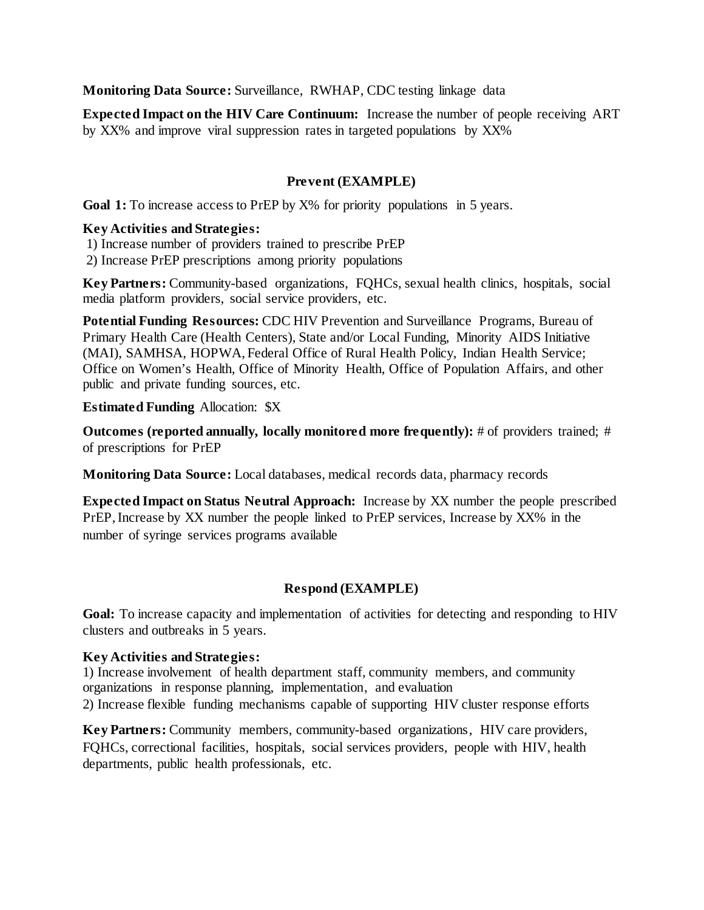**Monitoring Data Source:** Surveillance, RWHAP, CDC testing linkage data

**Expected Impact on the HIV Care Continuum:** Increase the number of people receiving ART by XX% and improve viral suppression rates in targeted populations by XX%

### Prevent (EXAMPLE)

**Goal 1:** To increase access to PrEP by X% for priority populations in 5 years.

**Key Activities and Strategies:**

1) Increase number of providers trained to prescribe PrEP
2) Increase PrEP prescriptions among priority populations

**Key Partners:** Community-based organizations, FQHCs, sexual health clinics, hospitals, social media platform providers, social service providers, etc.

**Potential Funding Resources:** CDC HIV Prevention and Surveillance Programs, Bureau of Primary Health Care (Health Centers), State and/or Local Funding, Minority AIDS Initiative (MAI), SAMHSA, HOPWA, Federal Office of Rural Health Policy, Indian Health Service; Office on Women's Health, Office of Minority Health, Office of Population Affairs, and other public and private funding sources, etc.

**Estimated Funding** Allocation: $X

**Outcomes (reported annually, locally monitored more frequently):** # of providers trained; # of prescriptions for PrEP

**Monitoring Data Source:** Local databases, medical records data, pharmacy records

**Expected Impact on Status Neutral Approach:** Increase by XX number the people prescribed PrEP, Increase by XX number the people linked to PrEP services, Increase by XX% in the number of syringe services programs available

### Respond (EXAMPLE)

**Goal:** To increase capacity and implementation of activities for detecting and responding to HIV clusters and outbreaks in 5 years.

**Key Activities and Strategies:**

1) Increase involvement of health department staff, community members, and community organizations in response planning, implementation, and evaluation
2) Increase flexible funding mechanisms capable of supporting HIV cluster response efforts

**Key Partners:** Community members, community-based organizations, HIV care providers, FQHCs, correctional facilities, hospitals, social services providers, people with HIV, health departments, public health professionals, etc.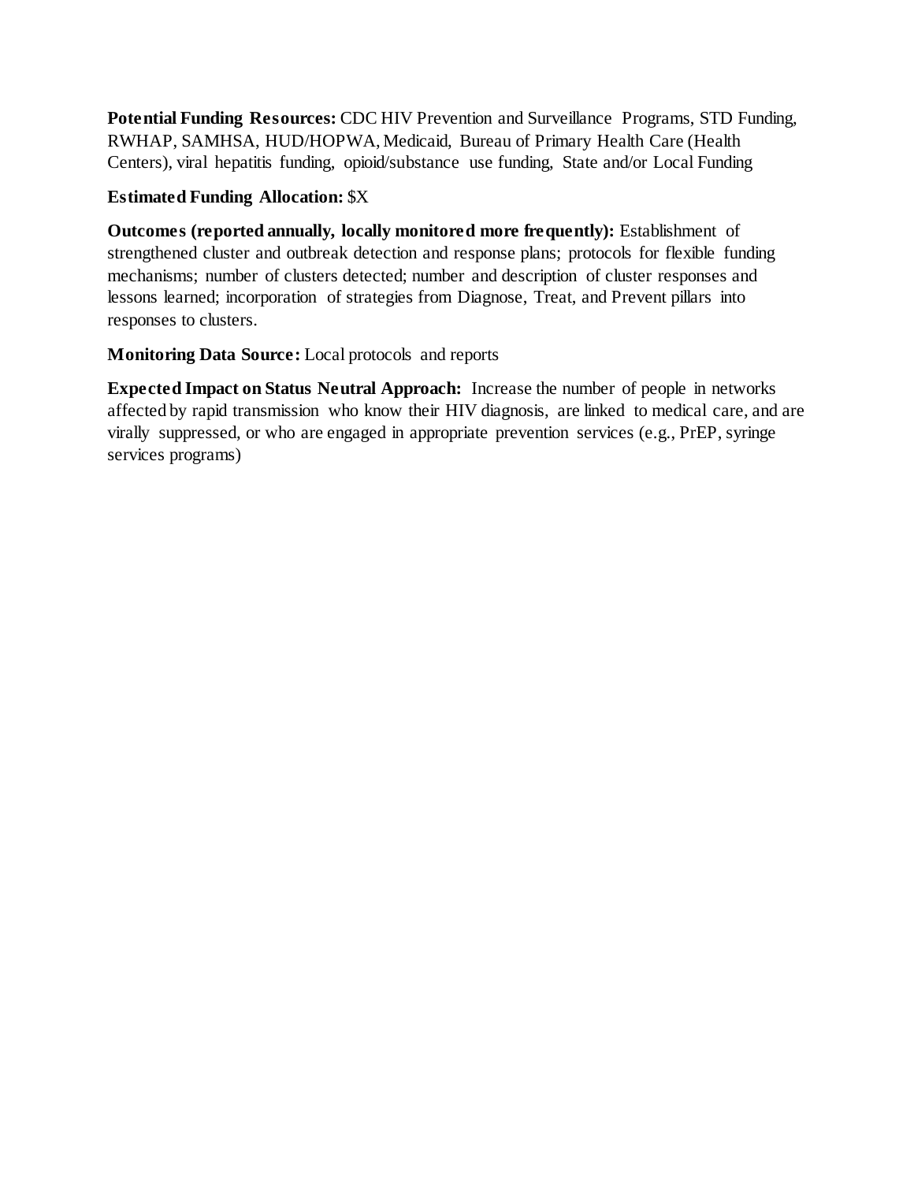**Potential Funding Resources:** CDC HIV Prevention and Surveillance Programs, STD Funding, RWHAP, SAMHSA, HUD/HOPWA, Medicaid, Bureau of Primary Health Care (Health Centers), viral hepatitis funding, opioid/substance use funding, State and/or Local Funding

**Estimated Funding Allocation:** $X

**Outcomes (reported annually, locally monitored more frequently):** Establishment of strengthened cluster and outbreak detection and response plans; protocols for flexible funding mechanisms; number of clusters detected; number and description of cluster responses and lessons learned; incorporation of strategies from Diagnose, Treat, and Prevent pillars into responses to clusters.

**Monitoring Data Source:** Local protocols and reports

**Expected Impact on Status Neutral Approach:** Increase the number of people in networks affected by rapid transmission who know their HIV diagnosis, are linked to medical care, and are virally suppressed, or who are engaged in appropriate prevention services (e.g., PrEP, syringe services programs)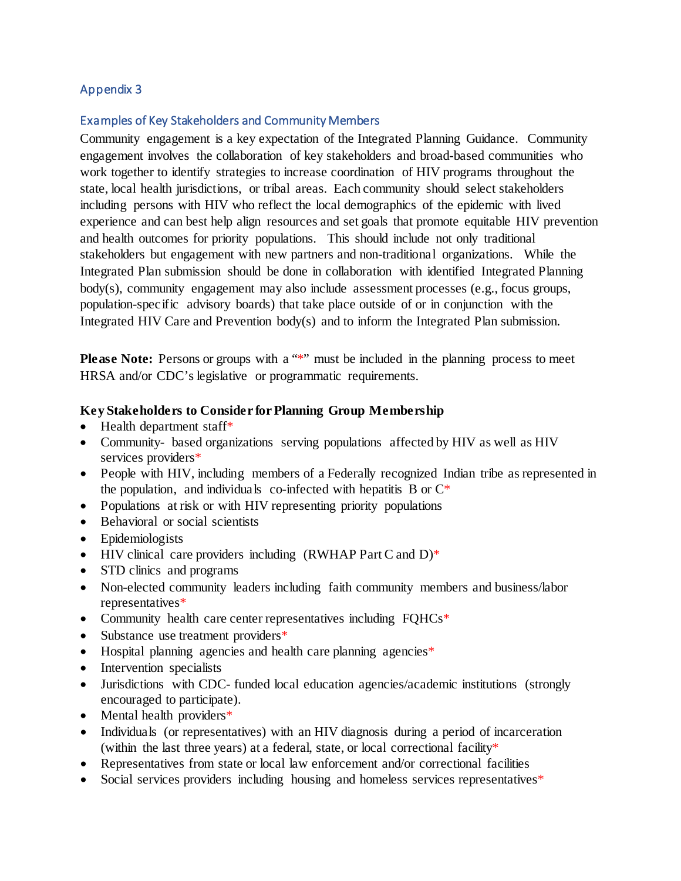## Appendix 3

### Examples of Key Stakeholders and Community Members

Community engagement is a key expectation of the Integrated Planning Guidance. Community engagement involves the collaboration of key stakeholders and broad-based communities who work together to identify strategies to increase coordination of HIV programs throughout the state, local health jurisdictions, or tribal areas. Each community should select stakeholders including persons with HIV who reflect the local demographics of the epidemic with lived experience and can best help align resources and set goals that promote equitable HIV prevention and health outcomes for priority populations. This should include not only traditional stakeholders but engagement with new partners and non-traditional organizations. While the Integrated Plan submission should be done in collaboration with identified Integrated Planning body(s), community engagement may also include assessment processes (e.g., focus groups, population-specific advisory boards) that take place outside of or in conjunction with the Integrated HIV Care and Prevention body(s) and to inform the Integrated Plan submission.

**Please Note:** Persons or groups with a "*" must be included in the planning process to meet HRSA and/or CDC's legislative or programmatic requirements.

**Key Stakeholders to Consider for Planning Group Membership**

- Health department staff*
- Community- based organizations serving populations affected by HIV as well as HIV services providers*
- People with HIV, including members of a Federally recognized Indian tribe as represented in the population, and individuals co-infected with hepatitis B or C*
- Populations at risk or with HIV representing priority populations
- Behavioral or social scientists
- Epidemiologists
- HIV clinical care providers including (RWHAP Part C and D)*
- STD clinics and programs
- Non-elected community leaders including faith community members and business/labor representatives*
- Community health care center representatives including FQHCs*
- Substance use treatment providers*
- Hospital planning agencies and health care planning agencies*
- Intervention specialists
- Jurisdictions with CDC- funded local education agencies/academic institutions (strongly encouraged to participate).
- Mental health providers*
- Individuals (or representatives) with an HIV diagnosis during a period of incarceration (within the last three years) at a federal, state, or local correctional facility*
- Representatives from state or local law enforcement and/or correctional facilities
- Social services providers including housing and homeless services representatives*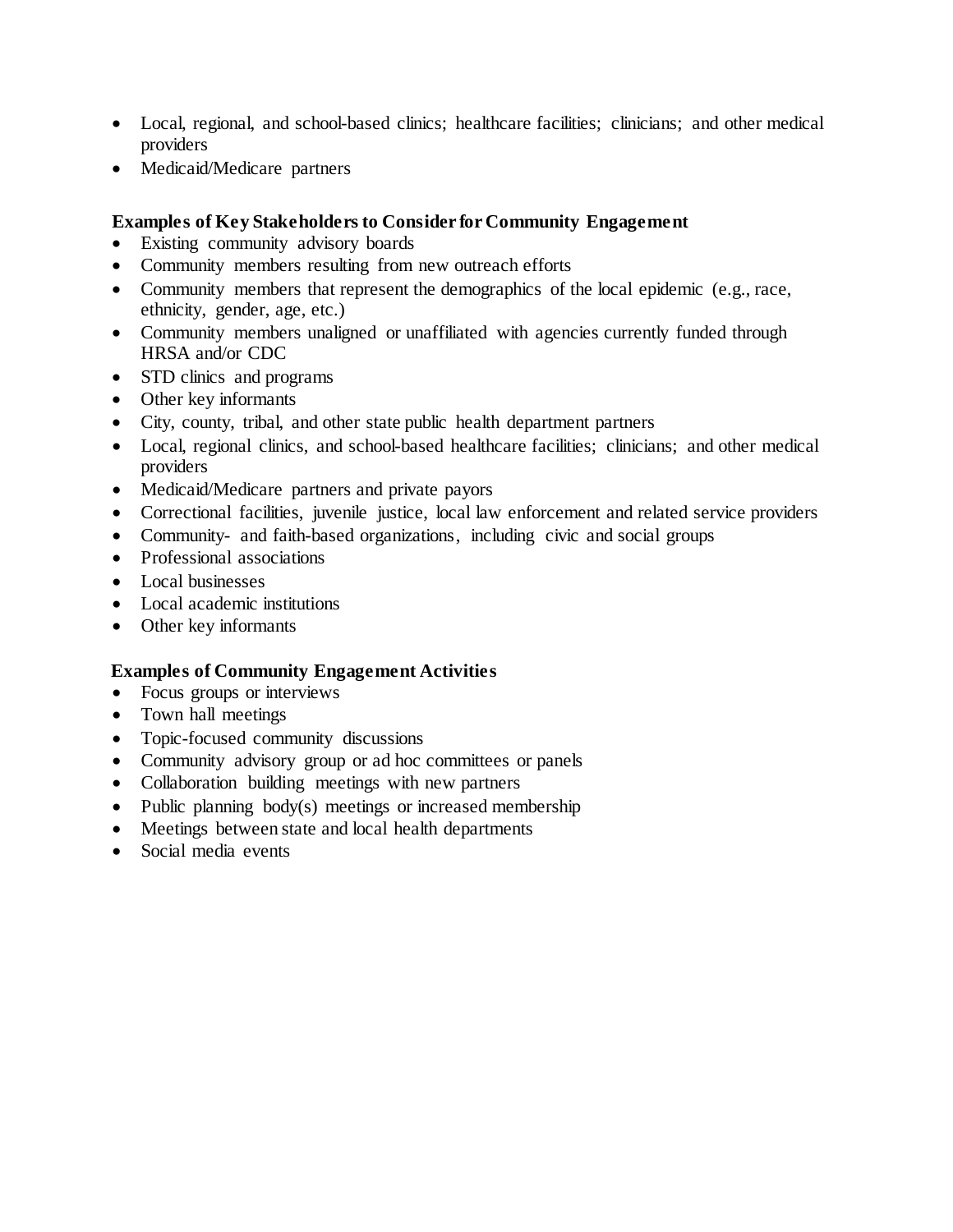- Local, regional, and school-based clinics; healthcare facilities; clinicians; and other medical providers
- Medicaid/Medicare partners

**Examples of Key Stakeholders to Consider for Community Engagement**

- Existing community advisory boards
- Community members resulting from new outreach efforts
- Community members that represent the demographics of the local epidemic (e.g., race, ethnicity, gender, age, etc.)
- Community members unaligned or unaffiliated with agencies currently funded through HRSA and/or CDC
- STD clinics and programs
- Other key informants
- City, county, tribal, and other state public health department partners
- Local, regional clinics, and school-based healthcare facilities; clinicians; and other medical providers
- Medicaid/Medicare partners and private payors
- Correctional facilities, juvenile justice, local law enforcement and related service providers
- Community- and faith-based organizations, including civic and social groups
- Professional associations
- Local businesses
- Local academic institutions
- Other key informants

**Examples of Community Engagement Activities**

- Focus groups or interviews
- Town hall meetings
- Topic-focused community discussions
- Community advisory group or ad hoc committees or panels
- Collaboration building meetings with new partners
- Public planning body(s) meetings or increased membership
- Meetings between state and local health departments
- Social media events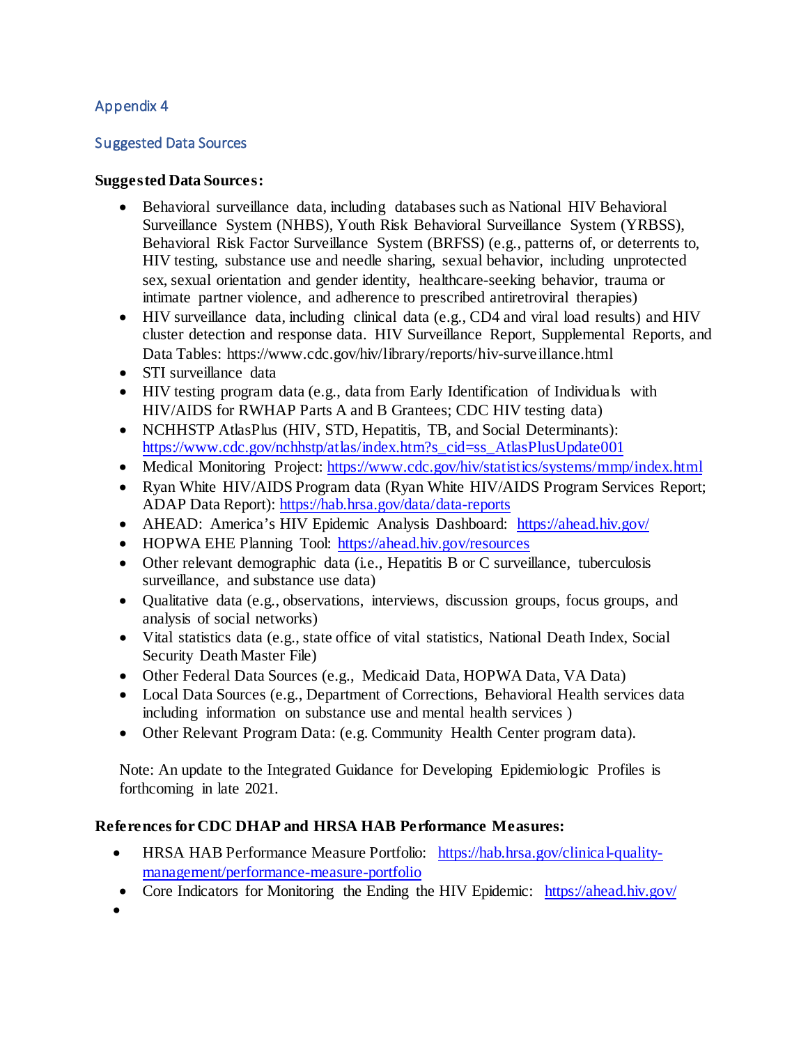## Appendix 4

## Suggested Data Sources

**Suggested Data Sources:**

- Behavioral surveillance data, including databases such as National HIV Behavioral Surveillance System (NHBS), Youth Risk Behavioral Surveillance System (YRBSS), Behavioral Risk Factor Surveillance System (BRFSS) (e.g., patterns of, or deterrents to, HIV testing, substance use and needle sharing, sexual behavior, including unprotected sex, sexual orientation and gender identity, healthcare-seeking behavior, trauma or intimate partner violence, and adherence to prescribed antiretroviral therapies)
- HIV surveillance data, including clinical data (e.g., CD4 and viral load results) and HIV cluster detection and response data. HIV Surveillance Report, Supplemental Reports, and Data Tables: https://www.cdc.gov/hiv/library/reports/hiv-surveillance.html
- STI surveillance data
- HIV testing program data (e.g., data from Early Identification of Individuals with HIV/AIDS for RWHAP Parts A and B Grantees; CDC HIV testing data)
- NCHHSTP AtlasPlus (HIV, STD, Hepatitis, TB, and Social Determinants): https://www.cdc.gov/nchhstp/atlas/index.htm?s_cid=ss_AtlasPlusUpdate001
- Medical Monitoring Project: https://www.cdc.gov/hiv/statistics/systems/mmp/index.html
- Ryan White HIV/AIDS Program data (Ryan White HIV/AIDS Program Services Report; ADAP Data Report): https://hab.hrsa.gov/data/data-reports
- AHEAD: America's HIV Epidemic Analysis Dashboard: https://ahead.hiv.gov/
- HOPWA EHE Planning Tool: https://ahead.hiv.gov/resources
- Other relevant demographic data (i.e., Hepatitis B or C surveillance, tuberculosis surveillance, and substance use data)
- Qualitative data (e.g., observations, interviews, discussion groups, focus groups, and analysis of social networks)
- Vital statistics data (e.g., state office of vital statistics, National Death Index, Social Security Death Master File)
- Other Federal Data Sources (e.g., Medicaid Data, HOPWA Data, VA Data)
- Local Data Sources (e.g., Department of Corrections, Behavioral Health services data including information on substance use and mental health services )
- Other Relevant Program Data: (e.g. Community Health Center program data).

Note: An update to the Integrated Guidance for Developing Epidemiologic Profiles is forthcoming in late 2021.

**References for CDC DHAP and HRSA HAB Performance Measures:**

- HRSA HAB Performance Measure Portfolio: https://hab.hrsa.gov/clinical-quality-management/performance-measure-portfolio
- Core Indicators for Monitoring the Ending the HIV Epidemic: https://ahead.hiv.gov/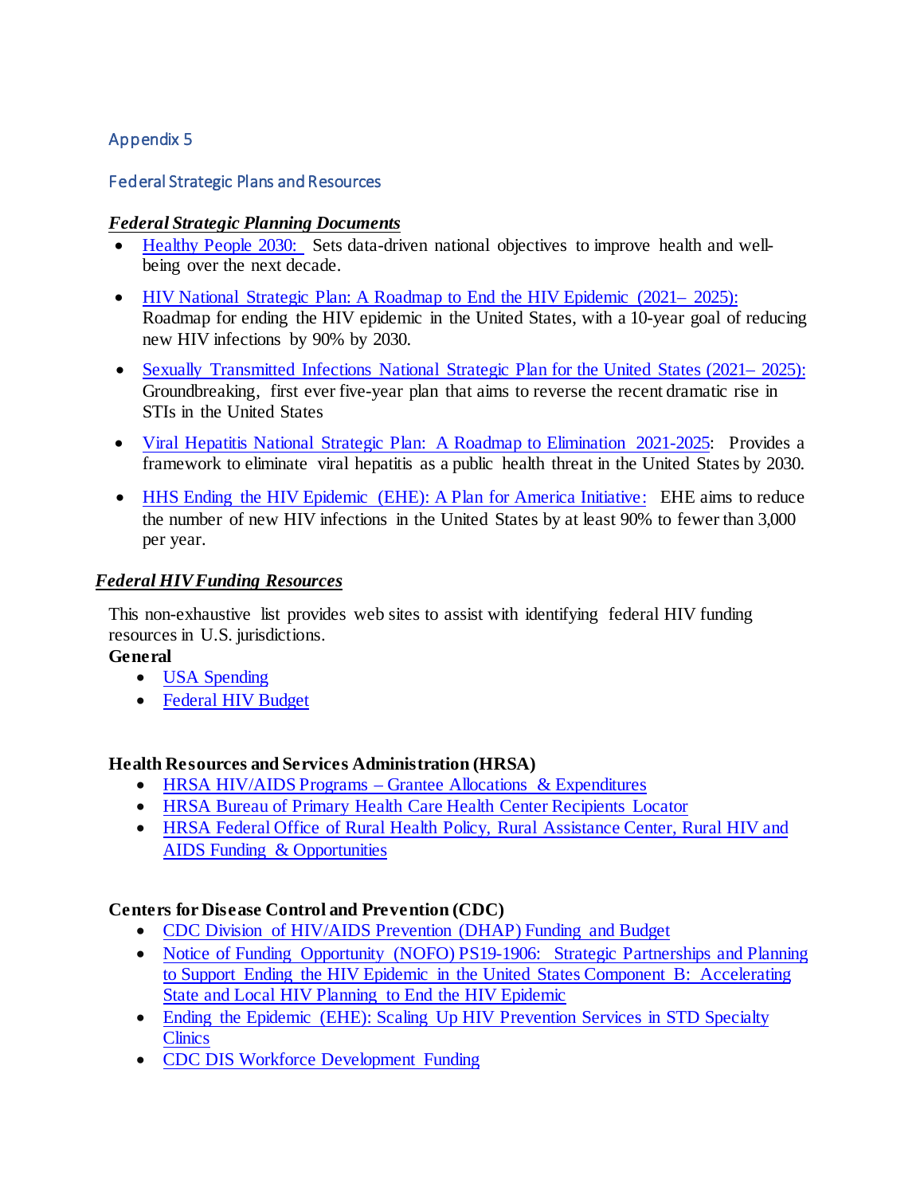## Appendix 5

## Federal Strategic Plans and Resources

***Federal Strategic Planning Documents***

- Healthy People 2030: Sets data-driven national objectives to improve health and well-being over the next decade.
- HIV National Strategic Plan: A Roadmap to End the HIV Epidemic (2021– 2025): Roadmap for ending the HIV epidemic in the United States, with a 10-year goal of reducing new HIV infections by 90% by 2030.
- Sexually Transmitted Infections National Strategic Plan for the United States (2021– 2025): Groundbreaking, first ever five-year plan that aims to reverse the recent dramatic rise in STIs in the United States
- Viral Hepatitis National Strategic Plan: A Roadmap to Elimination 2021-2025: Provides a framework to eliminate viral hepatitis as a public health threat in the United States by 2030.
- HHS Ending the HIV Epidemic (EHE): A Plan for America Initiative: EHE aims to reduce the number of new HIV infections in the United States by at least 90% to fewer than 3,000 per year.

***Federal HIV Funding Resources***

This non-exhaustive list provides web sites to assist with identifying federal HIV funding resources in U.S. jurisdictions.

**General**

- USA Spending
- Federal HIV Budget

**Health Resources and Services Administration (HRSA)**

- HRSA HIV/AIDS Programs – Grantee Allocations & Expenditures
- HRSA Bureau of Primary Health Care Health Center Recipients Locator
- HRSA Federal Office of Rural Health Policy, Rural Assistance Center, Rural HIV and AIDS Funding & Opportunities

**Centers for Disease Control and Prevention (CDC)**

- CDC Division of HIV/AIDS Prevention (DHAP) Funding and Budget
- Notice of Funding Opportunity (NOFO) PS19-1906: Strategic Partnerships and Planning to Support Ending the HIV Epidemic in the United States Component B: Accelerating State and Local HIV Planning to End the HIV Epidemic
- Ending the Epidemic (EHE): Scaling Up HIV Prevention Services in STD Specialty Clinics
- CDC DIS Workforce Development Funding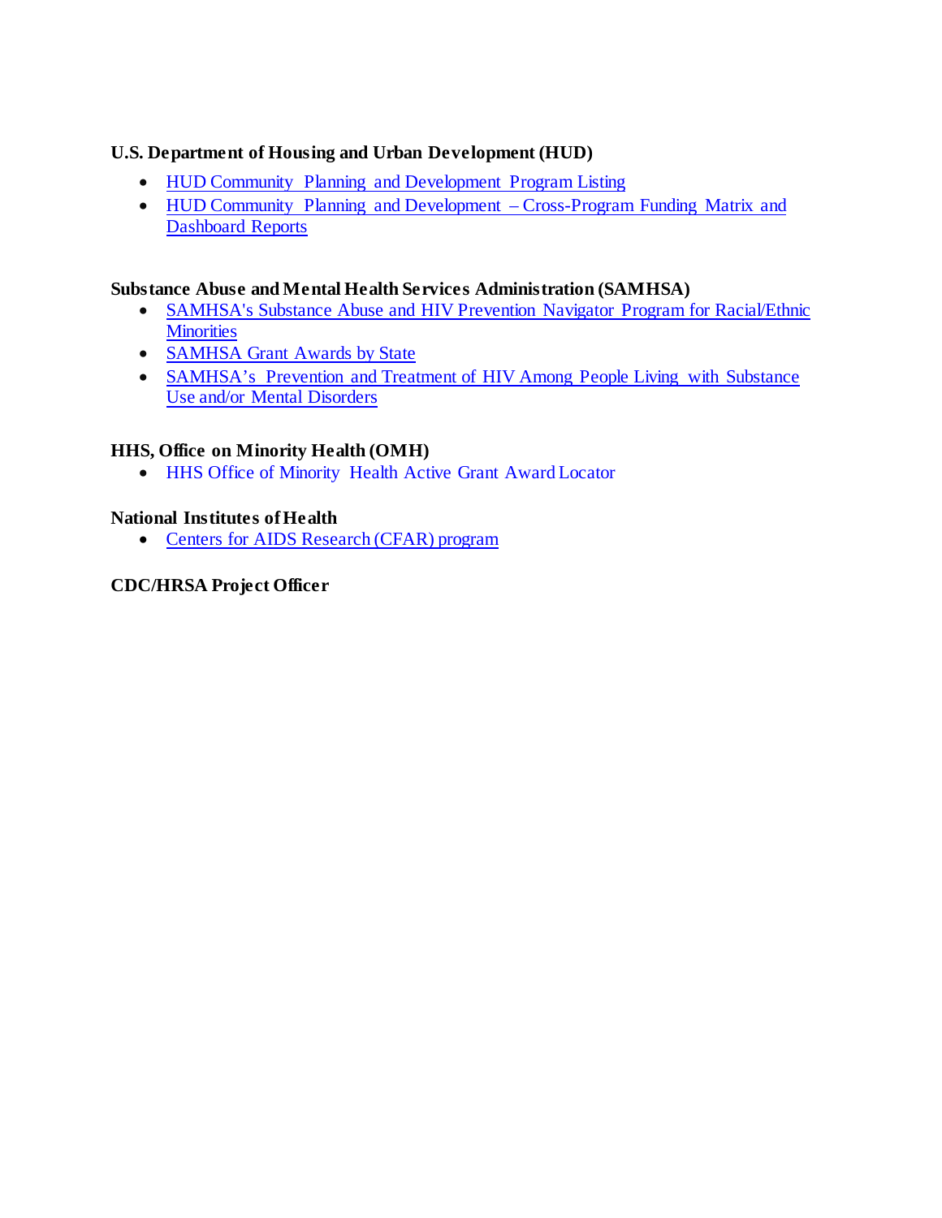**U.S. Department of Housing and Urban Development (HUD)**

- HUD Community Planning and Development Program Listing
- HUD Community Planning and Development – Cross-Program Funding Matrix and Dashboard Reports

**Substance Abuse and Mental Health Services Administration (SAMHSA)**

- SAMHSA's Substance Abuse and HIV Prevention Navigator Program for Racial/Ethnic Minorities
- SAMHSA Grant Awards by State
- SAMHSA's Prevention and Treatment of HIV Among People Living with Substance Use and/or Mental Disorders

**HHS, Office on Minority Health (OMH)**

- HHS Office of Minority Health Active Grant Award Locator

**National Institutes of Health**

- Centers for AIDS Research (CFAR) program

**CDC/HRSA Project Officer**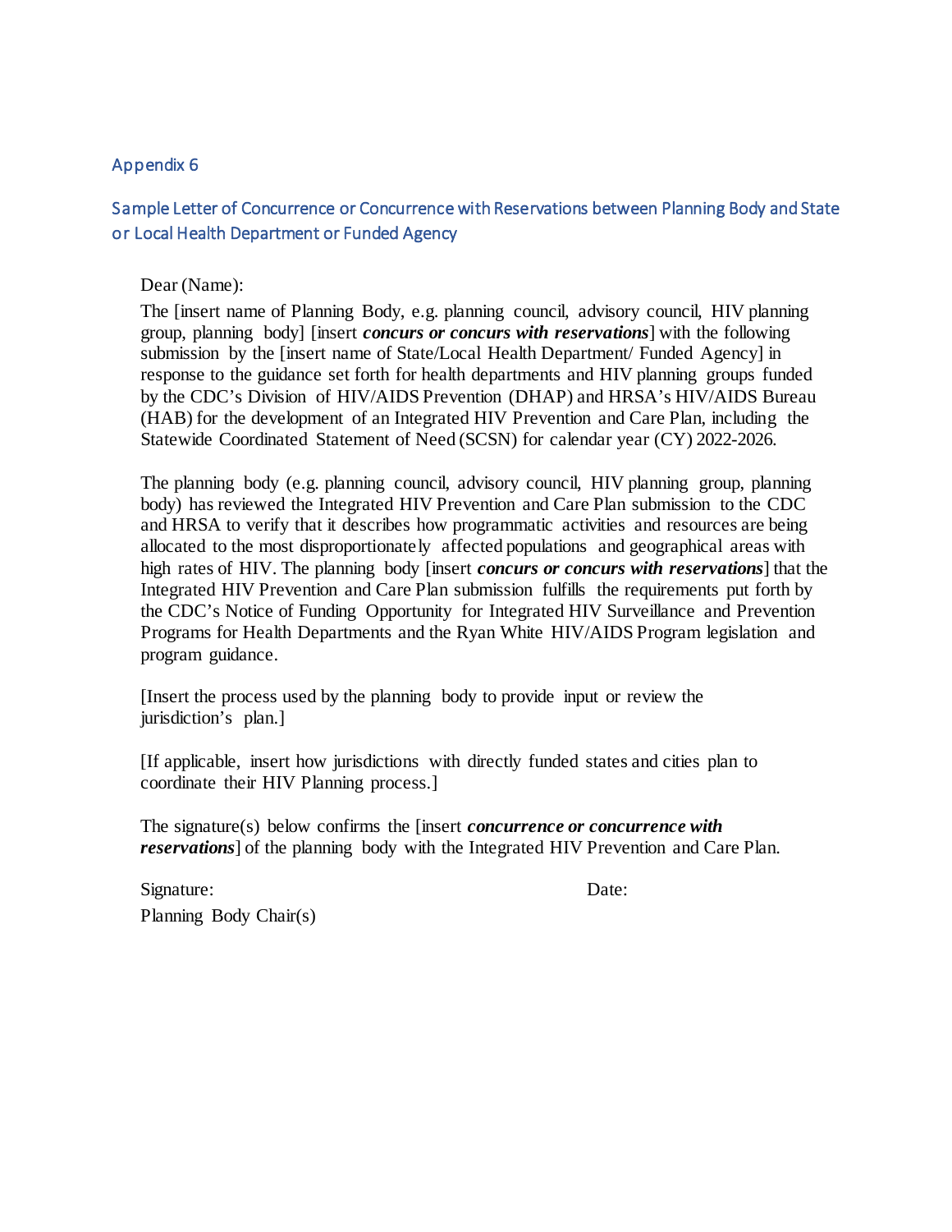## Appendix 6

## Sample Letter of Concurrence or Concurrence with Reservations between Planning Body and State or Local Health Department or Funded Agency

Dear (Name):

The [insert name of Planning Body, e.g. planning council, advisory council, HIV planning group, planning body] [insert ***concurs or concurs with reservations***] with the following submission by the [insert name of State/Local Health Department/ Funded Agency] in response to the guidance set forth for health departments and HIV planning groups funded by the CDC's Division of HIV/AIDS Prevention (DHAP) and HRSA's HIV/AIDS Bureau (HAB) for the development of an Integrated HIV Prevention and Care Plan, including the Statewide Coordinated Statement of Need (SCSN) for calendar year (CY) 2022-2026.

The planning body (e.g. planning council, advisory council, HIV planning group, planning body) has reviewed the Integrated HIV Prevention and Care Plan submission to the CDC and HRSA to verify that it describes how programmatic activities and resources are being allocated to the most disproportionately affected populations and geographical areas with high rates of HIV. The planning body [insert ***concurs or concurs with reservations***] that the Integrated HIV Prevention and Care Plan submission fulfills the requirements put forth by the CDC's Notice of Funding Opportunity for Integrated HIV Surveillance and Prevention Programs for Health Departments and the Ryan White HIV/AIDS Program legislation and program guidance.

[Insert the process used by the planning body to provide input or review the jurisdiction's plan.]

[If applicable, insert how jurisdictions with directly funded states and cities plan to coordinate their HIV Planning process.]

The signature(s) below confirms the [insert ***concurrence or concurrence with reservations***] of the planning body with the Integrated HIV Prevention and Care Plan.

Signature: Date:

Planning Body Chair(s)